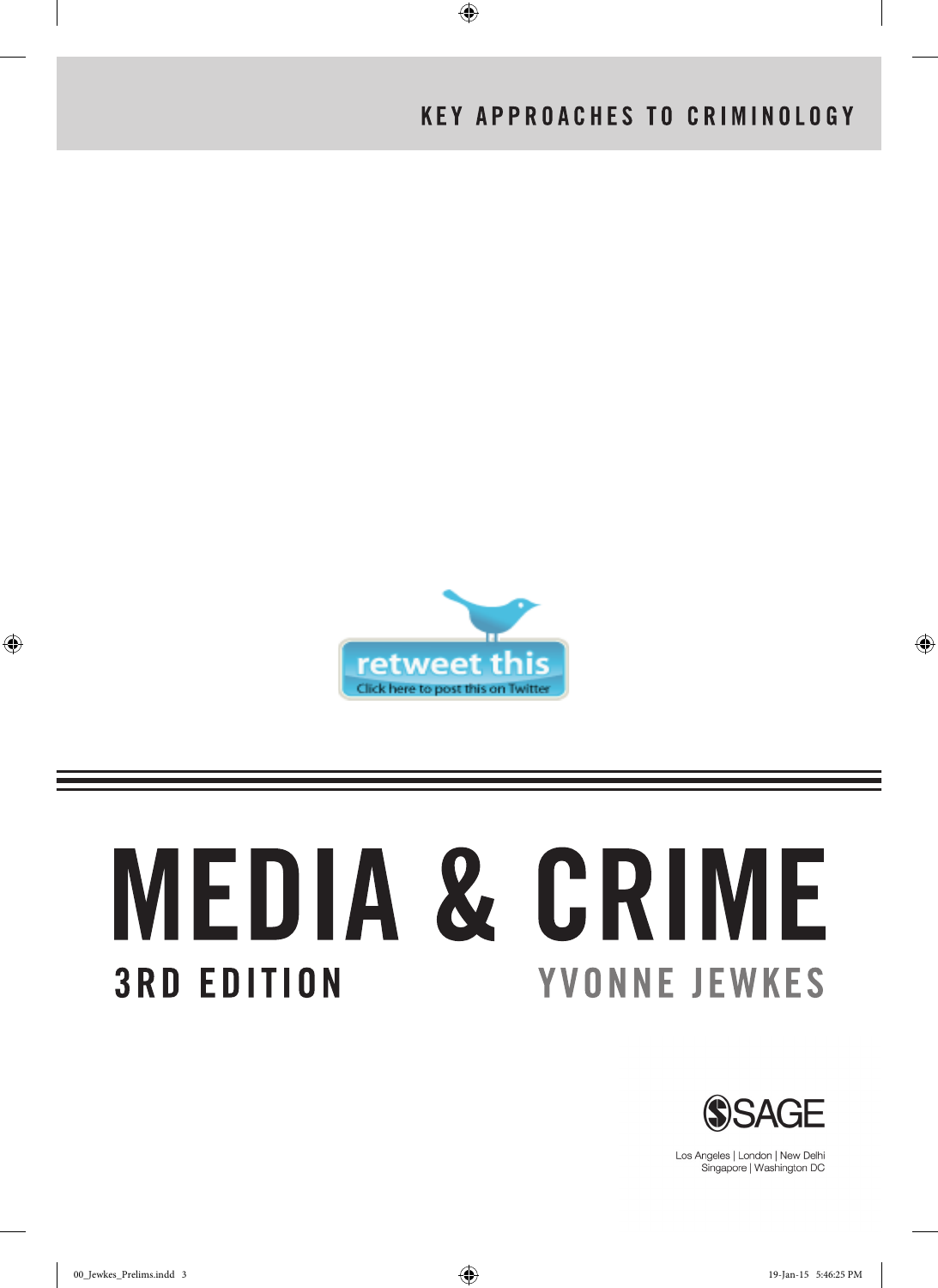KEY APPROACHES TO CRIMINOLOGY

retweet this
Click here to post this on Twitter

# MEDIA & CRIME

3RD EDITION

YVONNE JEWKES

SAGE

Los Angeles | London | New Delhi
Singapore | Washington DC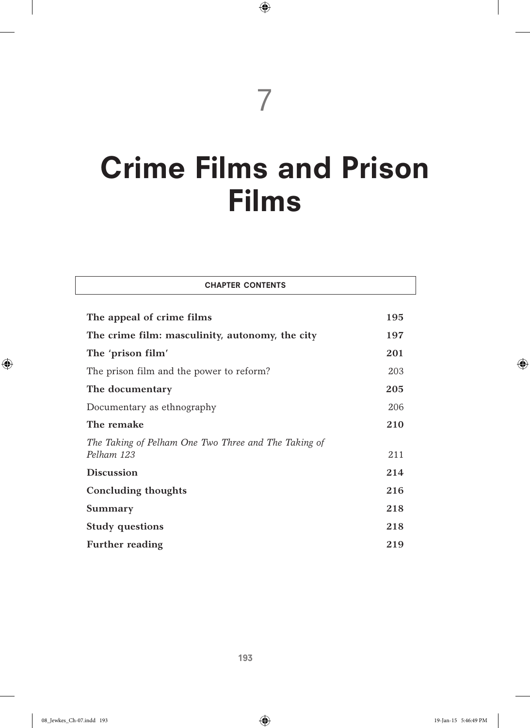# 7

# Crime Films and Prison Films

| CHAPTER CONTENTS | |
|---|---|
| **The appeal of crime films** | **195** |
| **The crime film: masculinity, autonomy, the city** | **197** |
| **The 'prison film'** | **201** |
| The prison film and the power to reform? | 203 |
| **The documentary** | **205** |
| Documentary as ethnography | 206 |
| **The remake** | **210** |
| *The Taking of Pelham One Two Three and The Taking of Pelham 123* | 211 |
| **Discussion** | **214** |
| **Concluding thoughts** | **216** |
| **Summary** | **218** |
| **Study questions** | **218** |
| **Further reading** | **219** |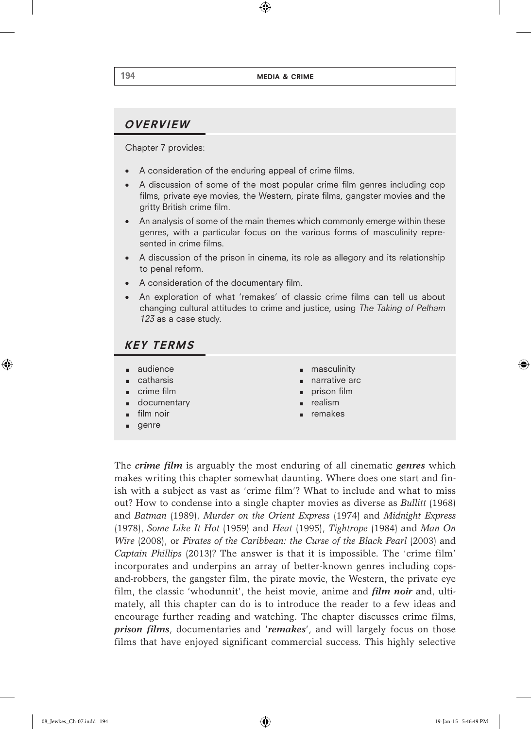## *OVERVIEW*

Chapter 7 provides:

- A consideration of the enduring appeal of crime films.
- A discussion of some of the most popular crime film genres including cop films, private eye movies, the Western, pirate films, gangster movies and the gritty British crime film.
- An analysis of some of the main themes which commonly emerge within these genres, with a particular focus on the various forms of masculinity represented in crime films.
- A discussion of the prison in cinema, its role as allegory and its relationship to penal reform.
- A consideration of the documentary film.
- An exploration of what 'remakes' of classic crime films can tell us about changing cultural attitudes to crime and justice, using *The Taking of Pelham 123* as a case study.

## *KEY TERMS*

- audience
- catharsis
- crime film
- documentary
- film noir
- genre
- masculinity
- narrative arc
- prison film
- realism
- remakes

The ***crime film*** is arguably the most enduring of all cinematic ***genres*** which makes writing this chapter somewhat daunting. Where does one start and finish with a subject as vast as 'crime film'? What to include and what to miss out? How to condense into a single chapter movies as diverse as *Bullitt* (1968) and *Batman* (1989), *Murder on the Orient Express* (1974) and *Midnight Express* (1978), *Some Like It Hot* (1959) and *Heat* (1995), *Tightrope* (1984) and *Man On Wire* (2008), or *Pirates of the Caribbean: the Curse of the Black Pearl* (2003) and *Captain Phillips* (2013)? The answer is that it is impossible. The 'crime film' incorporates and underpins an array of better-known genres including cops-and-robbers, the gangster film, the pirate movie, the Western, the private eye film, the classic 'whodunnit', the heist movie, anime and ***film noir*** and, ultimately, all this chapter can do is to introduce the reader to a few ideas and encourage further reading and watching. The chapter discusses crime films, ***prison films***, documentaries and '***remakes***', and will largely focus on those films that have enjoyed significant commercial success. This highly selective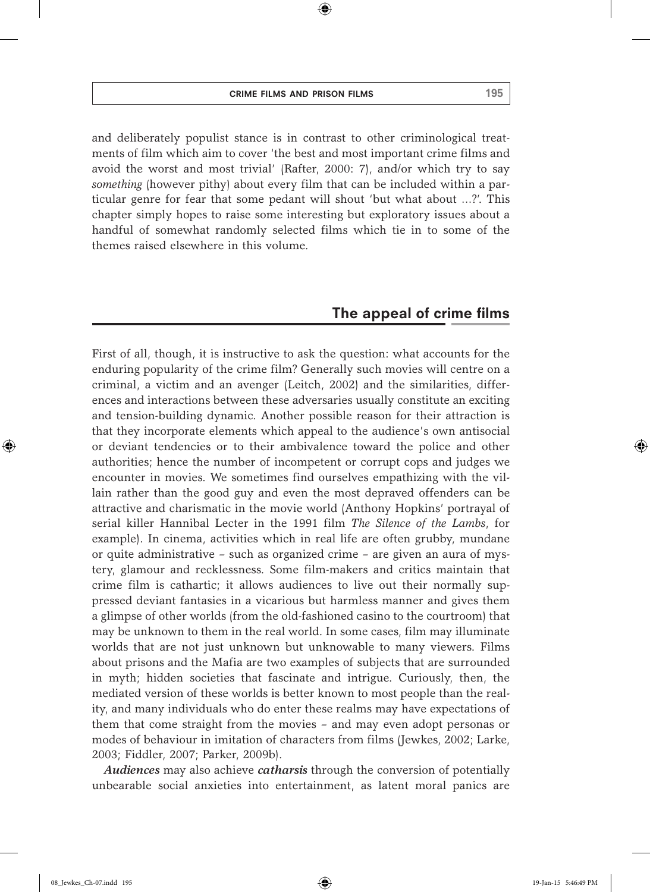and deliberately populist stance is in contrast to other criminological treatments of film which aim to cover 'the best and most important crime films and avoid the worst and most trivial' (Rafter, 2000: 7), and/or which try to say *something* (however pithy) about every film that can be included within a particular genre for fear that some pedant will shout 'but what about ...?'. This chapter simply hopes to raise some interesting but exploratory issues about a handful of somewhat randomly selected films which tie in to some of the themes raised elsewhere in this volume.

## The appeal of crime films

First of all, though, it is instructive to ask the question: what accounts for the enduring popularity of the crime film? Generally such movies will centre on a criminal, a victim and an avenger (Leitch, 2002) and the similarities, differences and interactions between these adversaries usually constitute an exciting and tension-building dynamic. Another possible reason for their attraction is that they incorporate elements which appeal to the audience's own antisocial or deviant tendencies or to their ambivalence toward the police and other authorities; hence the number of incompetent or corrupt cops and judges we encounter in movies. We sometimes find ourselves empathizing with the villain rather than the good guy and even the most depraved offenders can be attractive and charismatic in the movie world (Anthony Hopkins' portrayal of serial killer Hannibal Lecter in the 1991 film *The Silence of the Lambs*, for example). In cinema, activities which in real life are often grubby, mundane or quite administrative – such as organized crime – are given an aura of mystery, glamour and recklessness. Some film-makers and critics maintain that crime film is cathartic; it allows audiences to live out their normally suppressed deviant fantasies in a vicarious but harmless manner and gives them a glimpse of other worlds (from the old-fashioned casino to the courtroom) that may be unknown to them in the real world. In some cases, film may illuminate worlds that are not just unknown but unknowable to many viewers. Films about prisons and the Mafia are two examples of subjects that are surrounded in myth; hidden societies that fascinate and intrigue. Curiously, then, the mediated version of these worlds is better known to most people than the reality, and many individuals who do enter these realms may have expectations of them that come straight from the movies – and may even adopt personas or modes of behaviour in imitation of characters from films (Jewkes, 2002; Larke, 2003; Fiddler, 2007; Parker, 2009b).

***Audiences*** may also achieve ***catharsis*** through the conversion of potentially unbearable social anxieties into entertainment, as latent moral panics are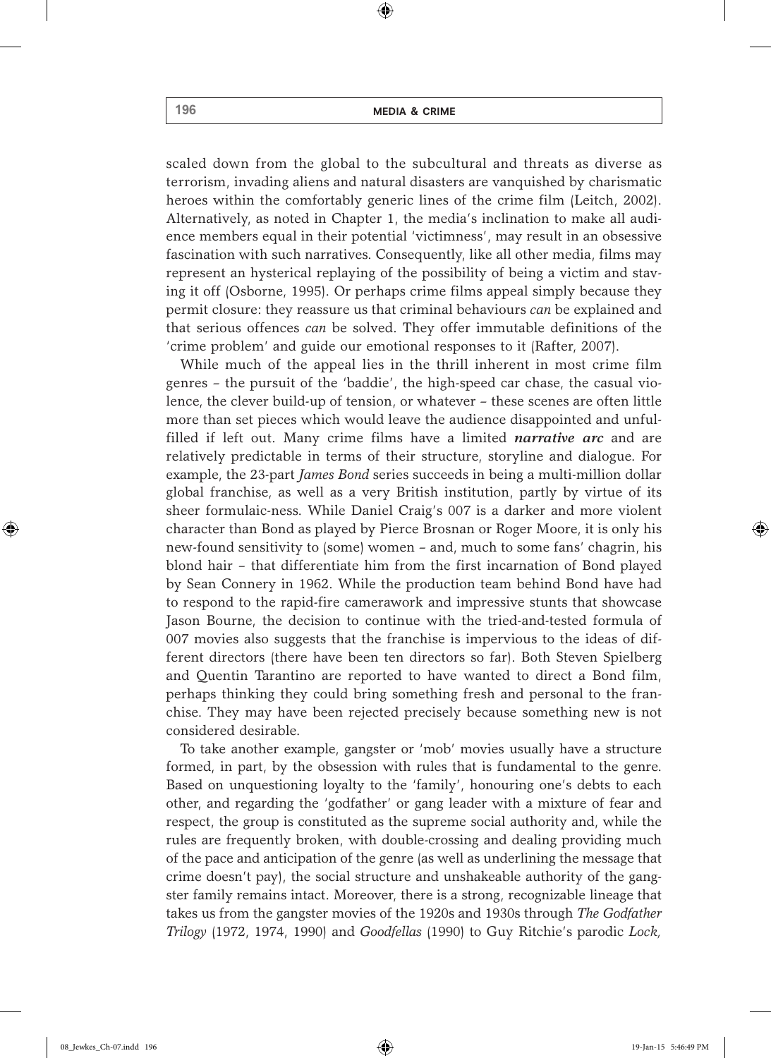scaled down from the global to the subcultural and threats as diverse as terrorism, invading aliens and natural disasters are vanquished by charismatic heroes within the comfortably generic lines of the crime film (Leitch, 2002). Alternatively, as noted in Chapter 1, the media's inclination to make all audience members equal in their potential 'victimness', may result in an obsessive fascination with such narratives. Consequently, like all other media, films may represent an hysterical replaying of the possibility of being a victim and staving it off (Osborne, 1995). Or perhaps crime films appeal simply because they permit closure: they reassure us that criminal behaviours *can* be explained and that serious offences *can* be solved. They offer immutable definitions of the 'crime problem' and guide our emotional responses to it (Rafter, 2007).

While much of the appeal lies in the thrill inherent in most crime film genres – the pursuit of the 'baddie', the high-speed car chase, the casual violence, the clever build-up of tension, or whatever – these scenes are often little more than set pieces which would leave the audience disappointed and unfulfilled if left out. Many crime films have a limited ***narrative arc*** and are relatively predictable in terms of their structure, storyline and dialogue. For example, the 23-part *James Bond* series succeeds in being a multi-million dollar global franchise, as well as a very British institution, partly by virtue of its sheer formulaic-ness. While Daniel Craig's 007 is a darker and more violent character than Bond as played by Pierce Brosnan or Roger Moore, it is only his new-found sensitivity to (some) women – and, much to some fans' chagrin, his blond hair – that differentiate him from the first incarnation of Bond played by Sean Connery in 1962. While the production team behind Bond have had to respond to the rapid-fire camerawork and impressive stunts that showcase Jason Bourne, the decision to continue with the tried-and-tested formula of 007 movies also suggests that the franchise is impervious to the ideas of different directors (there have been ten directors so far). Both Steven Spielberg and Quentin Tarantino are reported to have wanted to direct a Bond film, perhaps thinking they could bring something fresh and personal to the franchise. They may have been rejected precisely because something new is not considered desirable.

To take another example, gangster or 'mob' movies usually have a structure formed, in part, by the obsession with rules that is fundamental to the genre. Based on unquestioning loyalty to the 'family', honouring one's debts to each other, and regarding the 'godfather' or gang leader with a mixture of fear and respect, the group is constituted as the supreme social authority and, while the rules are frequently broken, with double-crossing and dealing providing much of the pace and anticipation of the genre (as well as underlining the message that crime doesn't pay), the social structure and unshakeable authority of the gangster family remains intact. Moreover, there is a strong, recognizable lineage that takes us from the gangster movies of the 1920s and 1930s through *The Godfather Trilogy* (1972, 1974, 1990) and *Goodfellas* (1990) to Guy Ritchie's parodic *Lock,*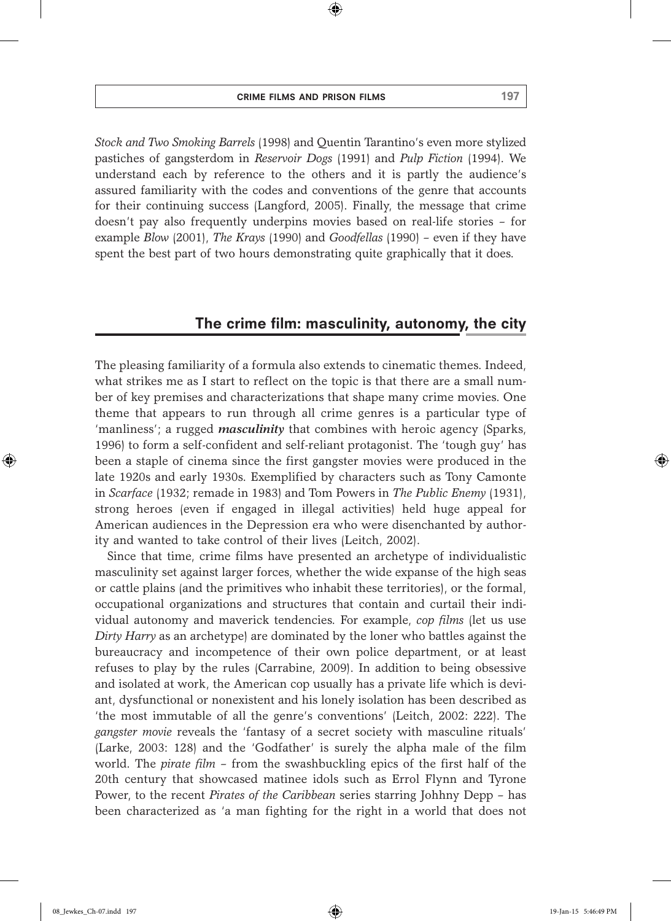*Stock and Two Smoking Barrels* (1998) and Quentin Tarantino's even more stylized pastiches of gangsterdom in *Reservoir Dogs* (1991) and *Pulp Fiction* (1994). We understand each by reference to the others and it is partly the audience's assured familiarity with the codes and conventions of the genre that accounts for their continuing success (Langford, 2005). Finally, the message that crime doesn't pay also frequently underpins movies based on real-life stories – for example *Blow* (2001), *The Krays* (1990) and *Goodfellas* (1990) – even if they have spent the best part of two hours demonstrating quite graphically that it does.

## The crime film: masculinity, autonomy, the city

The pleasing familiarity of a formula also extends to cinematic themes. Indeed, what strikes me as I start to reflect on the topic is that there are a small number of key premises and characterizations that shape many crime movies. One theme that appears to run through all crime genres is a particular type of 'manliness'; a rugged ***masculinity*** that combines with heroic agency (Sparks, 1996) to form a self-confident and self-reliant protagonist. The 'tough guy' has been a staple of cinema since the first gangster movies were produced in the late 1920s and early 1930s. Exemplified by characters such as Tony Camonte in *Scarface* (1932; remade in 1983) and Tom Powers in *The Public Enemy* (1931), strong heroes (even if engaged in illegal activities) held huge appeal for American audiences in the Depression era who were disenchanted by authority and wanted to take control of their lives (Leitch, 2002).

Since that time, crime films have presented an archetype of individualistic masculinity set against larger forces, whether the wide expanse of the high seas or cattle plains (and the primitives who inhabit these territories), or the formal, occupational organizations and structures that contain and curtail their individual autonomy and maverick tendencies. For example, *cop films* (let us use *Dirty Harry* as an archetype) are dominated by the loner who battles against the bureaucracy and incompetence of their own police department, or at least refuses to play by the rules (Carrabine, 2009). In addition to being obsessive and isolated at work, the American cop usually has a private life which is deviant, dysfunctional or nonexistent and his lonely isolation has been described as 'the most immutable of all the genre's conventions' (Leitch, 2002: 222). The *gangster movie* reveals the 'fantasy of a secret society with masculine rituals' (Larke, 2003: 128) and the 'Godfather' is surely the alpha male of the film world. The *pirate film* – from the swashbuckling epics of the first half of the 20th century that showcased matinee idols such as Errol Flynn and Tyrone Power, to the recent *Pirates of the Caribbean* series starring Johhny Depp – has been characterized as 'a man fighting for the right in a world that does not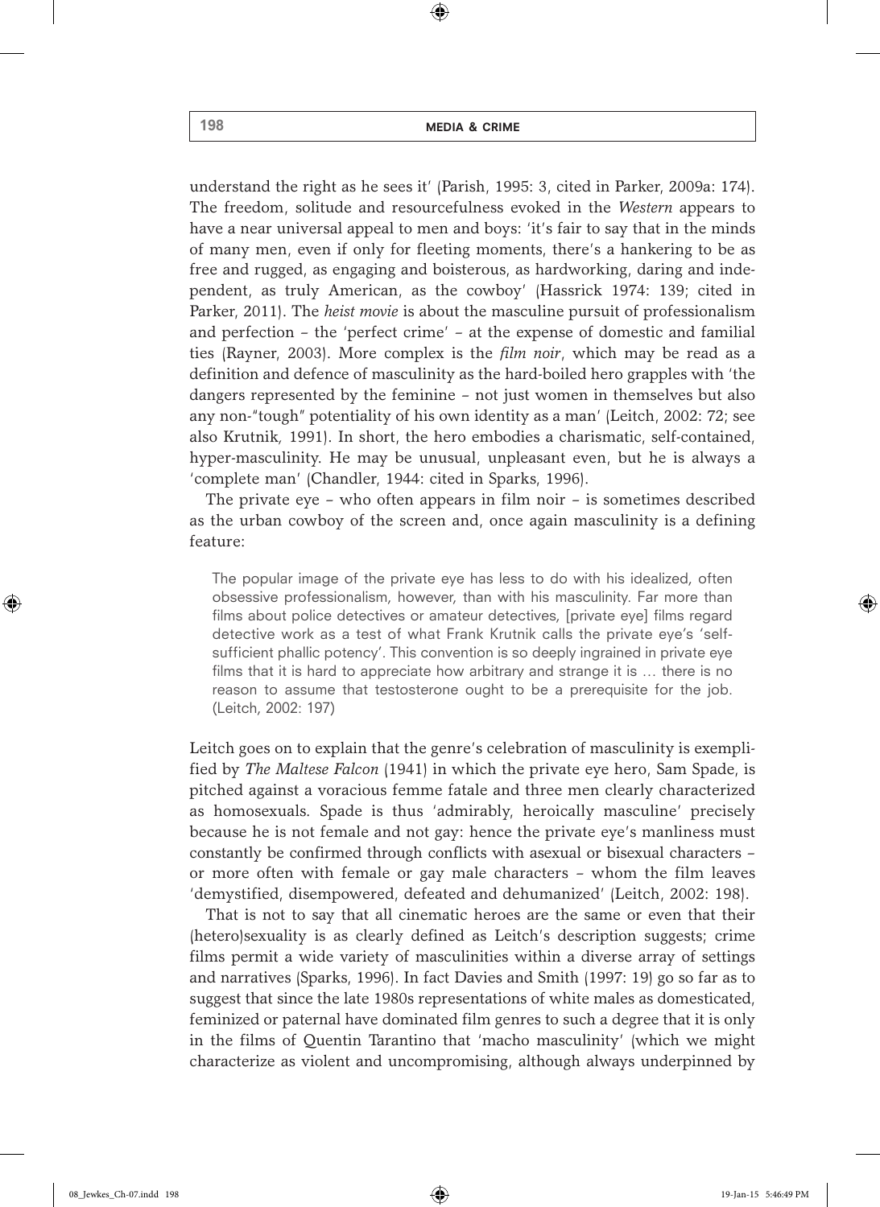understand the right as he sees it' (Parish, 1995: 3, cited in Parker, 2009a: 174). The freedom, solitude and resourcefulness evoked in the *Western* appears to have a near universal appeal to men and boys: 'it's fair to say that in the minds of many men, even if only for fleeting moments, there's a hankering to be as free and rugged, as engaging and boisterous, as hardworking, daring and independent, as truly American, as the cowboy' (Hassrick 1974: 139; cited in Parker, 2011). The *heist movie* is about the masculine pursuit of professionalism and perfection – the 'perfect crime' – at the expense of domestic and familial ties (Rayner, 2003). More complex is the *film noir*, which may be read as a definition and defence of masculinity as the hard-boiled hero grapples with 'the dangers represented by the feminine – not just women in themselves but also any non-"tough" potentiality of his own identity as a man' (Leitch, 2002: 72; see also Krutnik, 1991). In short, the hero embodies a charismatic, self-contained, hyper-masculinity. He may be unusual, unpleasant even, but he is always a 'complete man' (Chandler, 1944: cited in Sparks, 1996).

The private eye – who often appears in film noir – is sometimes described as the urban cowboy of the screen and, once again masculinity is a defining feature:

> The popular image of the private eye has less to do with his idealized, often obsessive professionalism, however, than with his masculinity. Far more than films about police detectives or amateur detectives, [private eye] films regard detective work as a test of what Frank Krutnik calls the private eye's 'self-sufficient phallic potency'. This convention is so deeply ingrained in private eye films that it is hard to appreciate how arbitrary and strange it is … there is no reason to assume that testosterone ought to be a prerequisite for the job. (Leitch, 2002: 197)

Leitch goes on to explain that the genre's celebration of masculinity is exemplified by *The Maltese Falcon* (1941) in which the private eye hero, Sam Spade, is pitched against a voracious femme fatale and three men clearly characterized as homosexuals. Spade is thus 'admirably, heroically masculine' precisely because he is not female and not gay: hence the private eye's manliness must constantly be confirmed through conflicts with asexual or bisexual characters – or more often with female or gay male characters – whom the film leaves 'demystified, disempowered, defeated and dehumanized' (Leitch, 2002: 198).

That is not to say that all cinematic heroes are the same or even that their (hetero)sexuality is as clearly defined as Leitch's description suggests; crime films permit a wide variety of masculinities within a diverse array of settings and narratives (Sparks, 1996). In fact Davies and Smith (1997: 19) go so far as to suggest that since the late 1980s representations of white males as domesticated, feminized or paternal have dominated film genres to such a degree that it is only in the films of Quentin Tarantino that 'macho masculinity' (which we might characterize as violent and uncompromising, although always underpinned by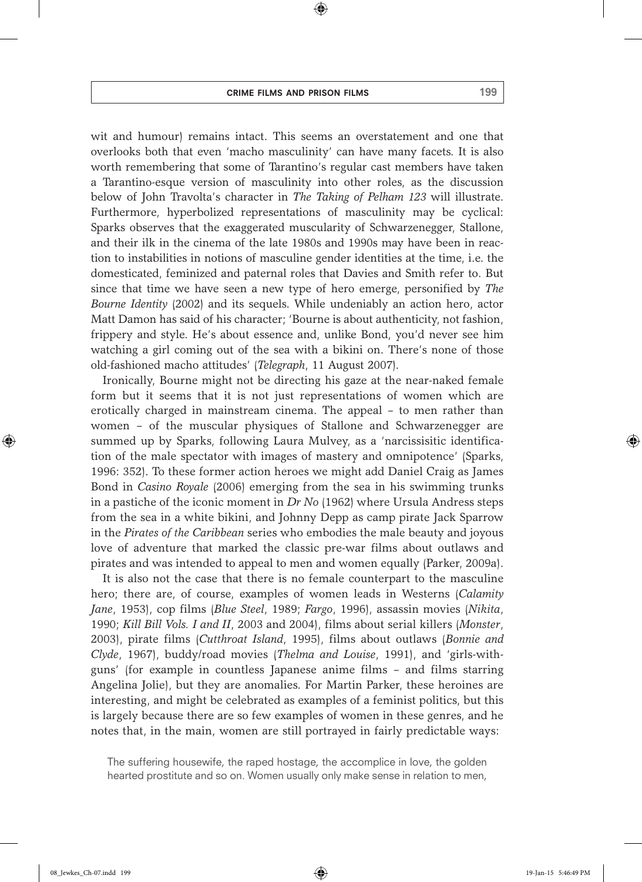wit and humour) remains intact. This seems an overstatement and one that overlooks both that even 'macho masculinity' can have many facets. It is also worth remembering that some of Tarantino's regular cast members have taken a Tarantino-esque version of masculinity into other roles, as the discussion below of John Travolta's character in *The Taking of Pelham 123* will illustrate. Furthermore, hyperbolized representations of masculinity may be cyclical: Sparks observes that the exaggerated muscularity of Schwarzenegger, Stallone, and their ilk in the cinema of the late 1980s and 1990s may have been in reaction to instabilities in notions of masculine gender identities at the time, i.e. the domesticated, feminized and paternal roles that Davies and Smith refer to. But since that time we have seen a new type of hero emerge, personified by *The Bourne Identity* (2002) and its sequels. While undeniably an action hero, actor Matt Damon has said of his character; 'Bourne is about authenticity, not fashion, frippery and style. He's about essence and, unlike Bond, you'd never see him watching a girl coming out of the sea with a bikini on. There's none of those old-fashioned macho attitudes' (*Telegraph*, 11 August 2007).

Ironically, Bourne might not be directing his gaze at the near-naked female form but it seems that it is not just representations of women which are erotically charged in mainstream cinema. The appeal – to men rather than women – of the muscular physiques of Stallone and Schwarzenegger are summed up by Sparks, following Laura Mulvey, as a 'narcissisitic identification of the male spectator with images of mastery and omnipotence' (Sparks, 1996: 352). To these former action heroes we might add Daniel Craig as James Bond in *Casino Royale* (2006) emerging from the sea in his swimming trunks in a pastiche of the iconic moment in *Dr No* (1962) where Ursula Andress steps from the sea in a white bikini, and Johnny Depp as camp pirate Jack Sparrow in the *Pirates of the Caribbean* series who embodies the male beauty and joyous love of adventure that marked the classic pre-war films about outlaws and pirates and was intended to appeal to men and women equally (Parker, 2009a).

It is also not the case that there is no female counterpart to the masculine hero; there are, of course, examples of women leads in Westerns (*Calamity Jane*, 1953), cop films (*Blue Steel*, 1989; *Fargo*, 1996), assassin movies (*Nikita*, 1990; *Kill Bill Vols. I and II*, 2003 and 2004), films about serial killers (*Monster*, 2003), pirate films (*Cutthroat Island*, 1995), films about outlaws (*Bonnie and Clyde*, 1967), buddy/road movies (*Thelma and Louise*, 1991), and 'girls-with-guns' (for example in countless Japanese anime films – and films starring Angelina Jolie), but they are anomalies. For Martin Parker, these heroines are interesting, and might be celebrated as examples of a feminist politics, but this is largely because there are so few examples of women in these genres, and he notes that, in the main, women are still portrayed in fairly predictable ways:

> The suffering housewife, the raped hostage, the accomplice in love, the golden hearted prostitute and so on. Women usually only make sense in relation to men,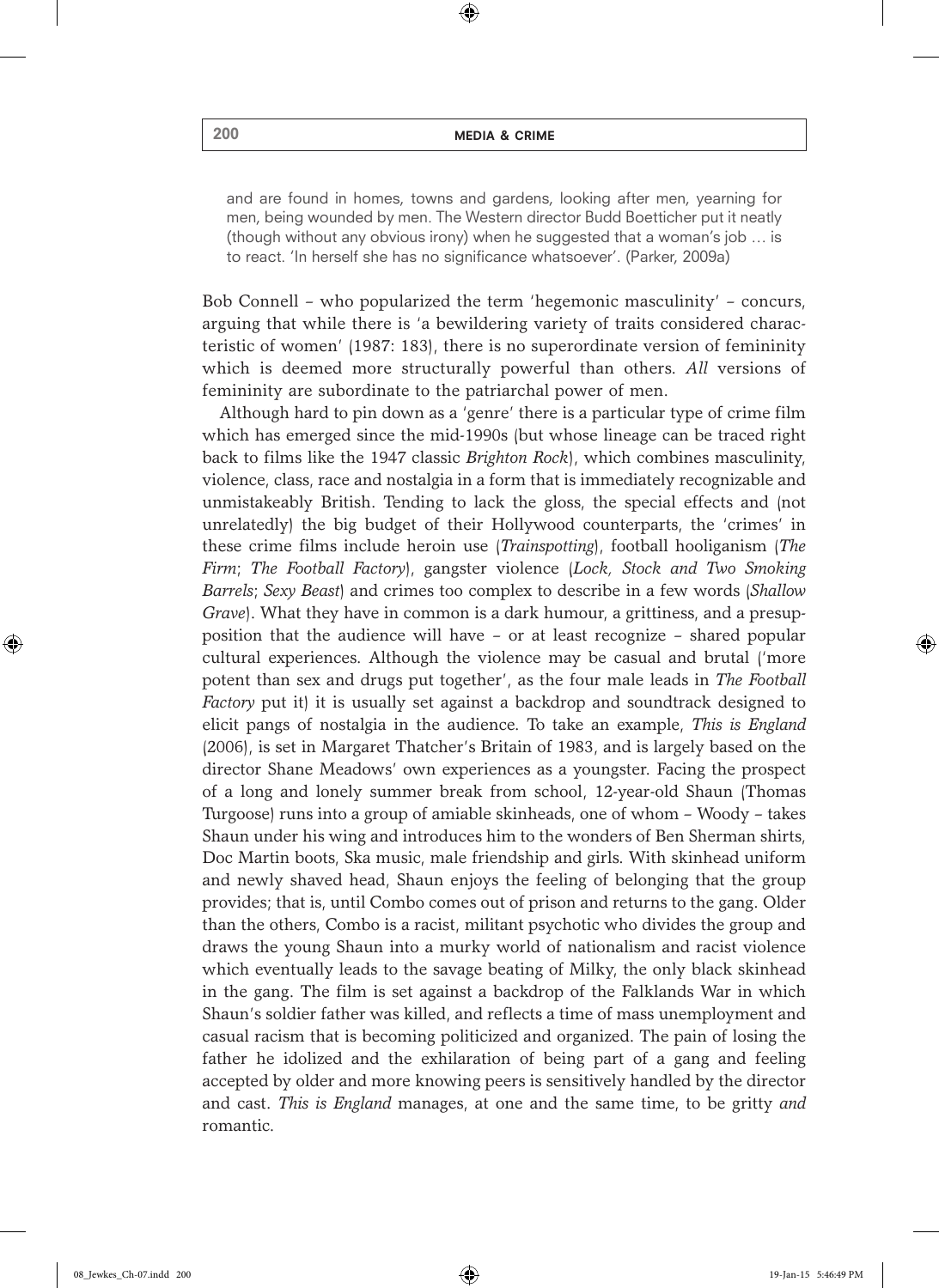> and are found in homes, towns and gardens, looking after men, yearning for men, being wounded by men. The Western director Budd Boetticher put it neatly (though without any obvious irony) when he suggested that a woman's job … is to react. 'In herself she has no significance whatsoever'. (Parker, 2009a)

Bob Connell – who popularized the term 'hegemonic masculinity' – concurs, arguing that while there is 'a bewildering variety of traits considered characteristic of women' (1987: 183), there is no superordinate version of femininity which is deemed more structurally powerful than others. *All* versions of femininity are subordinate to the patriarchal power of men.

Although hard to pin down as a 'genre' there is a particular type of crime film which has emerged since the mid-1990s (but whose lineage can be traced right back to films like the 1947 classic *Brighton Rock*), which combines masculinity, violence, class, race and nostalgia in a form that is immediately recognizable and unmistakeably British. Tending to lack the gloss, the special effects and (not unrelatedly) the big budget of their Hollywood counterparts, the 'crimes' in these crime films include heroin use (*Trainspotting*), football hooliganism (*The Firm*; *The Football Factory*), gangster violence (*Lock, Stock and Two Smoking Barrels*; *Sexy Beast*) and crimes too complex to describe in a few words (*Shallow Grave*). What they have in common is a dark humour, a grittiness, and a presupposition that the audience will have – or at least recognize – shared popular cultural experiences. Although the violence may be casual and brutal ('more potent than sex and drugs put together', as the four male leads in *The Football Factory* put it) it is usually set against a backdrop and soundtrack designed to elicit pangs of nostalgia in the audience. To take an example, *This is England* (2006), is set in Margaret Thatcher's Britain of 1983, and is largely based on the director Shane Meadows' own experiences as a youngster. Facing the prospect of a long and lonely summer break from school, 12-year-old Shaun (Thomas Turgoose) runs into a group of amiable skinheads, one of whom – Woody – takes Shaun under his wing and introduces him to the wonders of Ben Sherman shirts, Doc Martin boots, Ska music, male friendship and girls. With skinhead uniform and newly shaved head, Shaun enjoys the feeling of belonging that the group provides; that is, until Combo comes out of prison and returns to the gang. Older than the others, Combo is a racist, militant psychotic who divides the group and draws the young Shaun into a murky world of nationalism and racist violence which eventually leads to the savage beating of Milky, the only black skinhead in the gang. The film is set against a backdrop of the Falklands War in which Shaun's soldier father was killed, and reflects a time of mass unemployment and casual racism that is becoming politicized and organized. The pain of losing the father he idolized and the exhilaration of being part of a gang and feeling accepted by older and more knowing peers is sensitively handled by the director and cast. *This is England* manages, at one and the same time, to be gritty *and* romantic.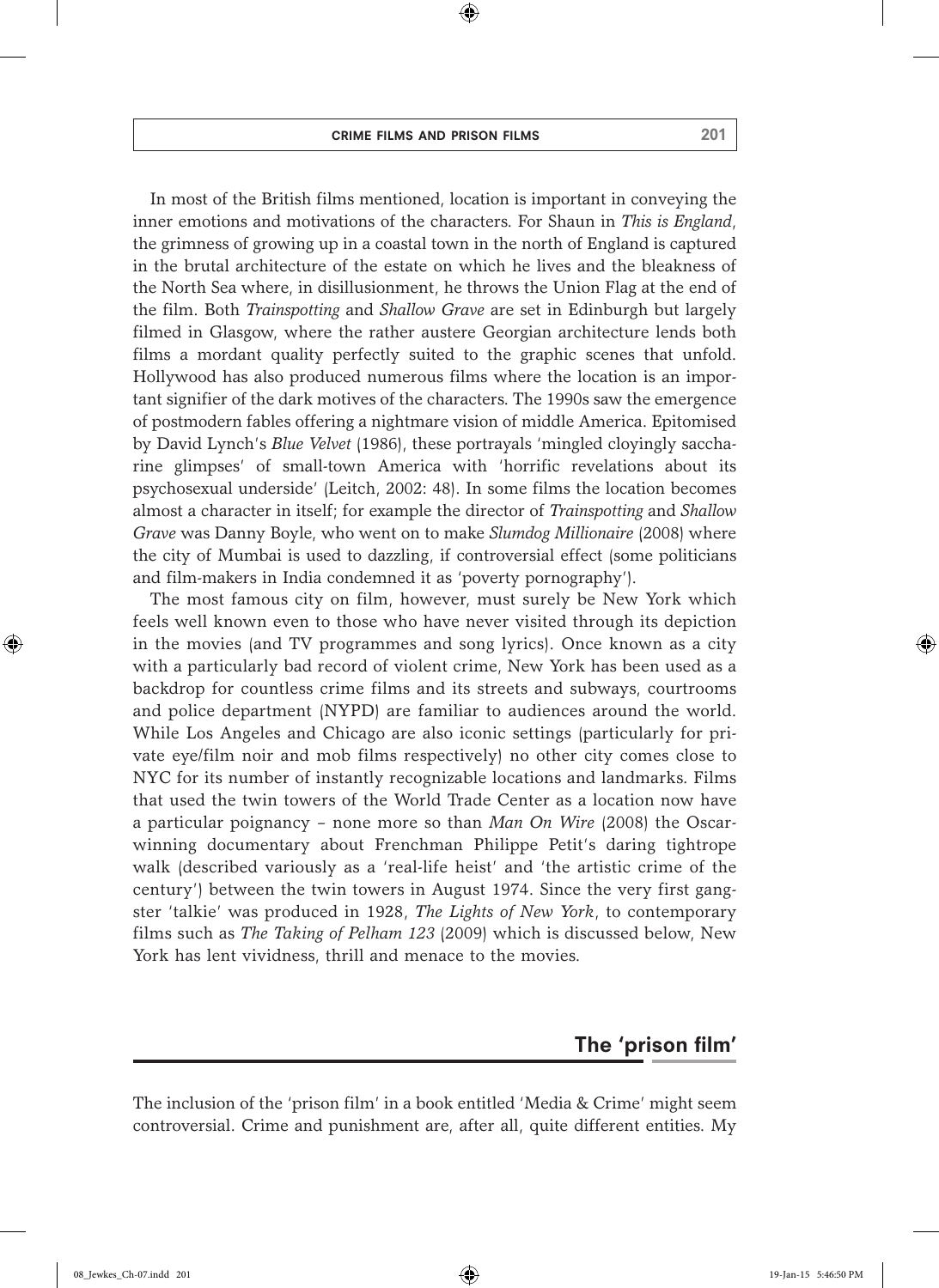In most of the British films mentioned, location is important in conveying the inner emotions and motivations of the characters. For Shaun in *This is England*, the grimness of growing up in a coastal town in the north of England is captured in the brutal architecture of the estate on which he lives and the bleakness of the North Sea where, in disillusionment, he throws the Union Flag at the end of the film. Both *Trainspotting* and *Shallow Grave* are set in Edinburgh but largely filmed in Glasgow, where the rather austere Georgian architecture lends both films a mordant quality perfectly suited to the graphic scenes that unfold. Hollywood has also produced numerous films where the location is an important signifier of the dark motives of the characters. The 1990s saw the emergence of postmodern fables offering a nightmare vision of middle America. Epitomised by David Lynch's *Blue Velvet* (1986), these portrayals 'mingled cloyingly saccharine glimpses' of small-town America with 'horrific revelations about its psychosexual underside' (Leitch, 2002: 48). In some films the location becomes almost a character in itself; for example the director of *Trainspotting* and *Shallow Grave* was Danny Boyle, who went on to make *Slumdog Millionaire* (2008) where the city of Mumbai is used to dazzling, if controversial effect (some politicians and film-makers in India condemned it as 'poverty pornography').

The most famous city on film, however, must surely be New York which feels well known even to those who have never visited through its depiction in the movies (and TV programmes and song lyrics). Once known as a city with a particularly bad record of violent crime, New York has been used as a backdrop for countless crime films and its streets and subways, courtrooms and police department (NYPD) are familiar to audiences around the world. While Los Angeles and Chicago are also iconic settings (particularly for private eye/film noir and mob films respectively) no other city comes close to NYC for its number of instantly recognizable locations and landmarks. Films that used the twin towers of the World Trade Center as a location now have a particular poignancy – none more so than *Man On Wire* (2008) the Oscar-winning documentary about Frenchman Philippe Petit's daring tightrope walk (described variously as a 'real-life heist' and 'the artistic crime of the century') between the twin towers in August 1974. Since the very first gangster 'talkie' was produced in 1928, *The Lights of New York*, to contemporary films such as *The Taking of Pelham 123* (2009) which is discussed below, New York has lent vividness, thrill and menace to the movies.

## The 'prison film'

The inclusion of the 'prison film' in a book entitled 'Media & Crime' might seem controversial. Crime and punishment are, after all, quite different entities. My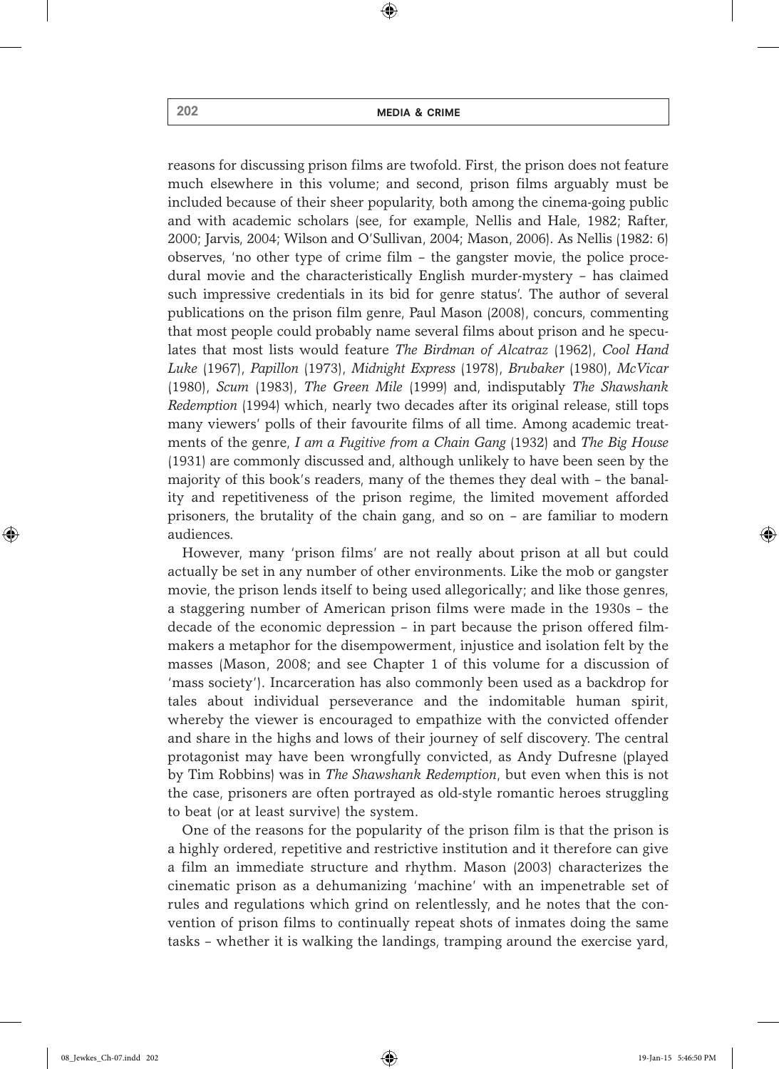reasons for discussing prison films are twofold. First, the prison does not feature much elsewhere in this volume; and second, prison films arguably must be included because of their sheer popularity, both among the cinema-going public and with academic scholars (see, for example, Nellis and Hale, 1982; Rafter, 2000; Jarvis, 2004; Wilson and O'Sullivan, 2004; Mason, 2006). As Nellis (1982: 6) observes, 'no other type of crime film – the gangster movie, the police procedural movie and the characteristically English murder-mystery – has claimed such impressive credentials in its bid for genre status'. The author of several publications on the prison film genre, Paul Mason (2008), concurs, commenting that most people could probably name several films about prison and he speculates that most lists would feature *The Birdman of Alcatraz* (1962), *Cool Hand Luke* (1967), *Papillon* (1973), *Midnight Express* (1978), *Brubaker* (1980), *McVicar* (1980), *Scum* (1983), *The Green Mile* (1999) and, indisputably *The Shawshank Redemption* (1994) which, nearly two decades after its original release, still tops many viewers' polls of their favourite films of all time. Among academic treatments of the genre, *I am a Fugitive from a Chain Gang* (1932) and *The Big House* (1931) are commonly discussed and, although unlikely to have been seen by the majority of this book's readers, many of the themes they deal with – the banality and repetitiveness of the prison regime, the limited movement afforded prisoners, the brutality of the chain gang, and so on – are familiar to modern audiences.

However, many 'prison films' are not really about prison at all but could actually be set in any number of other environments. Like the mob or gangster movie, the prison lends itself to being used allegorically; and like those genres, a staggering number of American prison films were made in the 1930s – the decade of the economic depression – in part because the prison offered filmmakers a metaphor for the disempowerment, injustice and isolation felt by the masses (Mason, 2008; and see Chapter 1 of this volume for a discussion of 'mass society'). Incarceration has also commonly been used as a backdrop for tales about individual perseverance and the indomitable human spirit, whereby the viewer is encouraged to empathize with the convicted offender and share in the highs and lows of their journey of self discovery. The central protagonist may have been wrongfully convicted, as Andy Dufresne (played by Tim Robbins) was in *The Shawshank Redemption*, but even when this is not the case, prisoners are often portrayed as old-style romantic heroes struggling to beat (or at least survive) the system.

One of the reasons for the popularity of the prison film is that the prison is a highly ordered, repetitive and restrictive institution and it therefore can give a film an immediate structure and rhythm. Mason (2003) characterizes the cinematic prison as a dehumanizing 'machine' with an impenetrable set of rules and regulations which grind on relentlessly, and he notes that the convention of prison films to continually repeat shots of inmates doing the same tasks – whether it is walking the landings, tramping around the exercise yard,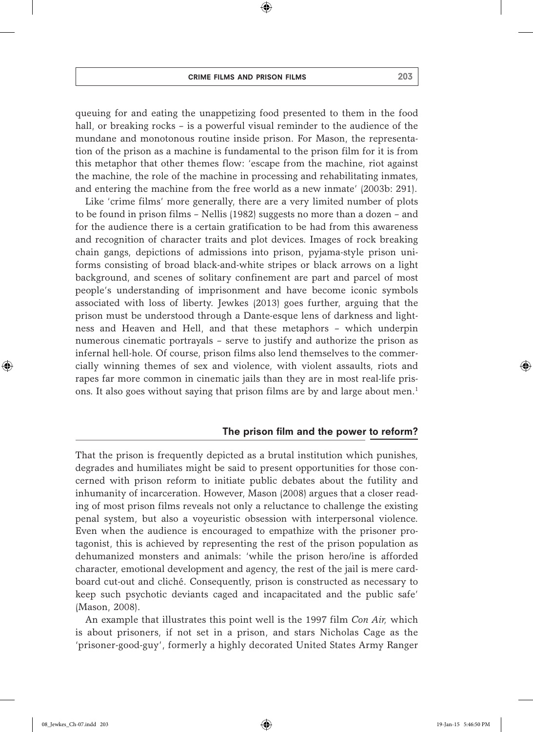queuing for and eating the unappetizing food presented to them in the food hall, or breaking rocks – is a powerful visual reminder to the audience of the mundane and monotonous routine inside prison. For Mason, the representation of the prison as a machine is fundamental to the prison film for it is from this metaphor that other themes flow: 'escape from the machine, riot against the machine, the role of the machine in processing and rehabilitating inmates, and entering the machine from the free world as a new inmate' (2003b: 291).

Like 'crime films' more generally, there are a very limited number of plots to be found in prison films – Nellis (1982) suggests no more than a dozen – and for the audience there is a certain gratification to be had from this awareness and recognition of character traits and plot devices. Images of rock breaking chain gangs, depictions of admissions into prison, pyjama-style prison uniforms consisting of broad black-and-white stripes or black arrows on a light background, and scenes of solitary confinement are part and parcel of most people's understanding of imprisonment and have become iconic symbols associated with loss of liberty. Jewkes (2013) goes further, arguing that the prison must be understood through a Dante-esque lens of darkness and lightness and Heaven and Hell, and that these metaphors – which underpin numerous cinematic portrayals – serve to justify and authorize the prison as infernal hell-hole. Of course, prison films also lend themselves to the commercially winning themes of sex and violence, with violent assaults, riots and rapes far more common in cinematic jails than they are in most real-life prisons. It also goes without saying that prison films are by and large about men.[1]

## The prison film and the power to reform?

That the prison is frequently depicted as a brutal institution which punishes, degrades and humiliates might be said to present opportunities for those concerned with prison reform to initiate public debates about the futility and inhumanity of incarceration. However, Mason (2008) argues that a closer reading of most prison films reveals not only a reluctance to challenge the existing penal system, but also a voyeuristic obsession with interpersonal violence. Even when the audience is encouraged to empathize with the prisoner protagonist, this is achieved by representing the rest of the prison population as dehumanized monsters and animals: 'while the prison hero/ine is afforded character, emotional development and agency, the rest of the jail is mere cardboard cut-out and cliché. Consequently, prison is constructed as necessary to keep such psychotic deviants caged and incapacitated and the public safe' (Mason, 2008).

An example that illustrates this point well is the 1997 film *Con Air,* which is about prisoners, if not set in a prison, and stars Nicholas Cage as the 'prisoner-good-guy', formerly a highly decorated United States Army Ranger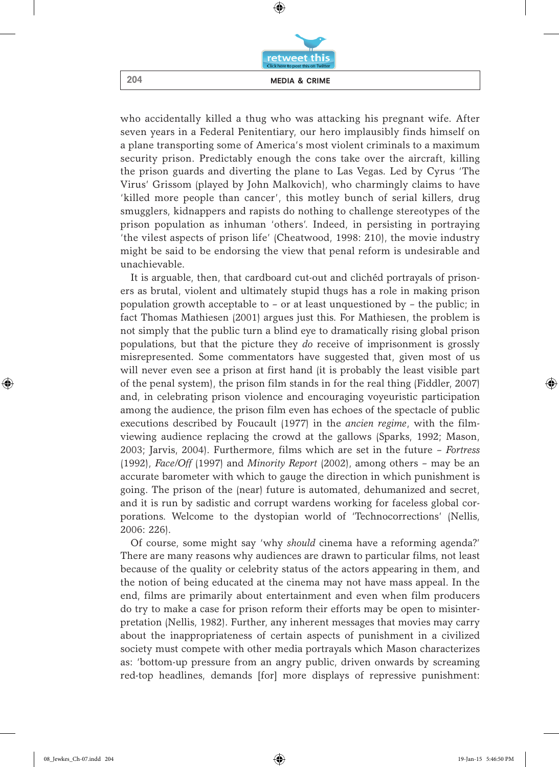who accidentally killed a thug who was attacking his pregnant wife. After seven years in a Federal Penitentiary, our hero implausibly finds himself on a plane transporting some of America's most violent criminals to a maximum security prison. Predictably enough the cons take over the aircraft, killing the prison guards and diverting the plane to Las Vegas. Led by Cyrus 'The Virus' Grissom (played by John Malkovich), who charmingly claims to have 'killed more people than cancer', this motley bunch of serial killers, drug smugglers, kidnappers and rapists do nothing to challenge stereotypes of the prison population as inhuman 'others'. Indeed, in persisting in portraying 'the vilest aspects of prison life' (Cheatwood, 1998: 210), the movie industry might be said to be endorsing the view that penal reform is undesirable and unachievable.

It is arguable, then, that cardboard cut-out and clichéd portrayals of prisoners as brutal, violent and ultimately stupid thugs has a role in making prison population growth acceptable to – or at least unquestioned by – the public; in fact Thomas Mathiesen (2001) argues just this. For Mathiesen, the problem is not simply that the public turn a blind eye to dramatically rising global prison populations, but that the picture they *do* receive of imprisonment is grossly misrepresented. Some commentators have suggested that, given most of us will never even see a prison at first hand (it is probably the least visible part of the penal system), the prison film stands in for the real thing (Fiddler, 2007) and, in celebrating prison violence and encouraging voyeuristic participation among the audience, the prison film even has echoes of the spectacle of public executions described by Foucault (1977) in the *ancien regime*, with the film-viewing audience replacing the crowd at the gallows (Sparks, 1992; Mason, 2003; Jarvis, 2004). Furthermore, films which are set in the future – *Fortress* (1992), *Face/Off* (1997) and *Minority Report* (2002), among others – may be an accurate barometer with which to gauge the direction in which punishment is going. The prison of the (near) future is automated, dehumanized and secret, and it is run by sadistic and corrupt wardens working for faceless global corporations. Welcome to the dystopian world of 'Technocorrections' (Nellis, 2006: 226).

Of course, some might say 'why *should* cinema have a reforming agenda?' There are many reasons why audiences are drawn to particular films, not least because of the quality or celebrity status of the actors appearing in them, and the notion of being educated at the cinema may not have mass appeal. In the end, films are primarily about entertainment and even when film producers do try to make a case for prison reform their efforts may be open to misinterpretation (Nellis, 1982). Further, any inherent messages that movies may carry about the inappropriateness of certain aspects of punishment in a civilized society must compete with other media portrayals which Mason characterizes as: 'bottom-up pressure from an angry public, driven onwards by screaming red-top headlines, demands [for] more displays of repressive punishment: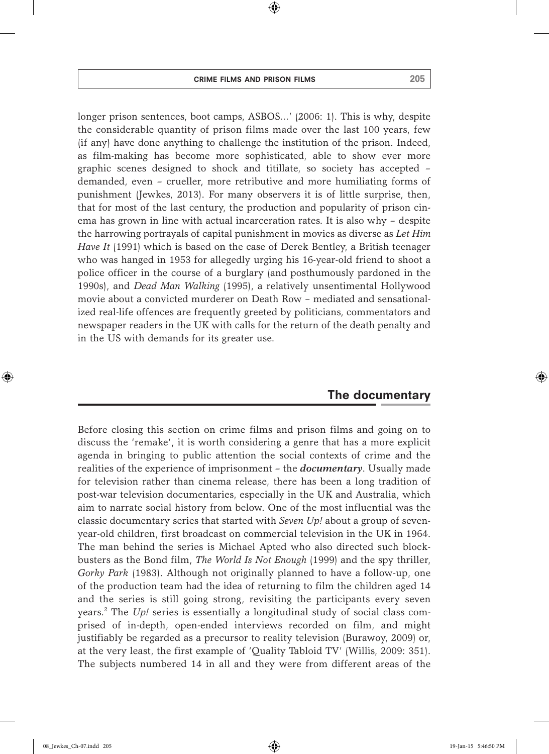longer prison sentences, boot camps, ASBOS…' (2006: 1). This is why, despite the considerable quantity of prison films made over the last 100 years, few (if any) have done anything to challenge the institution of the prison. Indeed, as film-making has become more sophisticated, able to show ever more graphic scenes designed to shock and titillate, so society has accepted – demanded, even – crueller, more retributive and more humiliating forms of punishment (Jewkes, 2013). For many observers it is of little surprise, then, that for most of the last century, the production and popularity of prison cinema has grown in line with actual incarceration rates. It is also why – despite the harrowing portrayals of capital punishment in movies as diverse as *Let Him Have It* (1991) which is based on the case of Derek Bentley, a British teenager who was hanged in 1953 for allegedly urging his 16-year-old friend to shoot a police officer in the course of a burglary (and posthumously pardoned in the 1990s), and *Dead Man Walking* (1995), a relatively unsentimental Hollywood movie about a convicted murderer on Death Row – mediated and sensationalized real-life offences are frequently greeted by politicians, commentators and newspaper readers in the UK with calls for the return of the death penalty and in the US with demands for its greater use.

## The documentary

Before closing this section on crime films and prison films and going on to discuss the 'remake', it is worth considering a genre that has a more explicit agenda in bringing to public attention the social contexts of crime and the realities of the experience of imprisonment – the ***documentary***. Usually made for television rather than cinema release, there has been a long tradition of post-war television documentaries, especially in the UK and Australia, which aim to narrate social history from below. One of the most influential was the classic documentary series that started with *Seven Up!* about a group of seven-year-old children, first broadcast on commercial television in the UK in 1964. The man behind the series is Michael Apted who also directed such blockbusters as the Bond film, *The World Is Not Enough* (1999) and the spy thriller, *Gorky Park* (1983). Although not originally planned to have a follow-up, one of the production team had the idea of returning to film the children aged 14 and the series is still going strong, revisiting the participants every seven years.[2] The *Up!* series is essentially a longitudinal study of social class comprised of in-depth, open-ended interviews recorded on film, and might justifiably be regarded as a precursor to reality television (Burawoy, 2009) or, at the very least, the first example of 'Quality Tabloid TV' (Willis, 2009: 351). The subjects numbered 14 in all and they were from different areas of the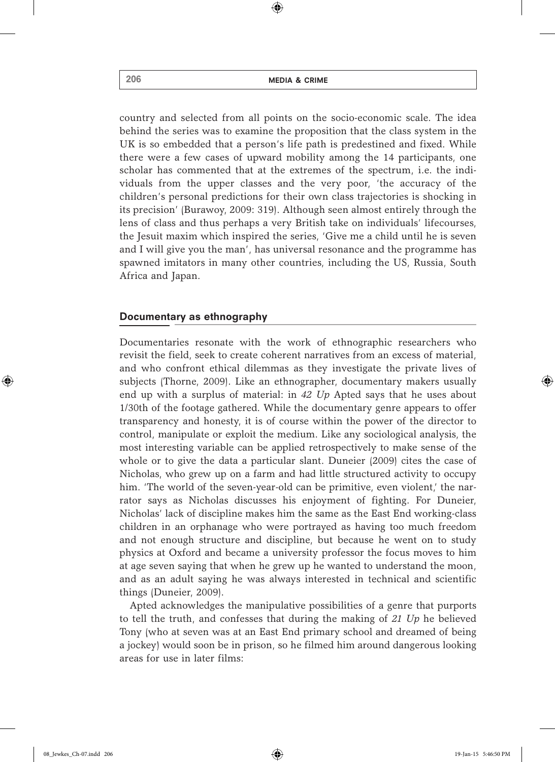country and selected from all points on the socio-economic scale. The idea behind the series was to examine the proposition that the class system in the UK is so embedded that a person's life path is predestined and fixed. While there were a few cases of upward mobility among the 14 participants, one scholar has commented that at the extremes of the spectrum, i.e. the individuals from the upper classes and the very poor, 'the accuracy of the children's personal predictions for their own class trajectories is shocking in its precision' (Burawoy, 2009: 319). Although seen almost entirely through the lens of class and thus perhaps a very British take on individuals' lifecourses, the Jesuit maxim which inspired the series, 'Give me a child until he is seven and I will give you the man', has universal resonance and the programme has spawned imitators in many other countries, including the US, Russia, South Africa and Japan.

## Documentary as ethnography

Documentaries resonate with the work of ethnographic researchers who revisit the field, seek to create coherent narratives from an excess of material, and who confront ethical dilemmas as they investigate the private lives of subjects (Thorne, 2009). Like an ethnographer, documentary makers usually end up with a surplus of material: in *42 Up* Apted says that he uses about 1/30th of the footage gathered. While the documentary genre appears to offer transparency and honesty, it is of course within the power of the director to control, manipulate or exploit the medium. Like any sociological analysis, the most interesting variable can be applied retrospectively to make sense of the whole or to give the data a particular slant. Duneier (2009) cites the case of Nicholas, who grew up on a farm and had little structured activity to occupy him. 'The world of the seven-year-old can be primitive, even violent,' the narrator says as Nicholas discusses his enjoyment of fighting. For Duneier, Nicholas' lack of discipline makes him the same as the East End working-class children in an orphanage who were portrayed as having too much freedom and not enough structure and discipline, but because he went on to study physics at Oxford and became a university professor the focus moves to him at age seven saying that when he grew up he wanted to understand the moon, and as an adult saying he was always interested in technical and scientific things (Duneier, 2009).

Apted acknowledges the manipulative possibilities of a genre that purports to tell the truth, and confesses that during the making of *21 Up* he believed Tony (who at seven was at an East End primary school and dreamed of being a jockey) would soon be in prison, so he filmed him around dangerous looking areas for use in later films: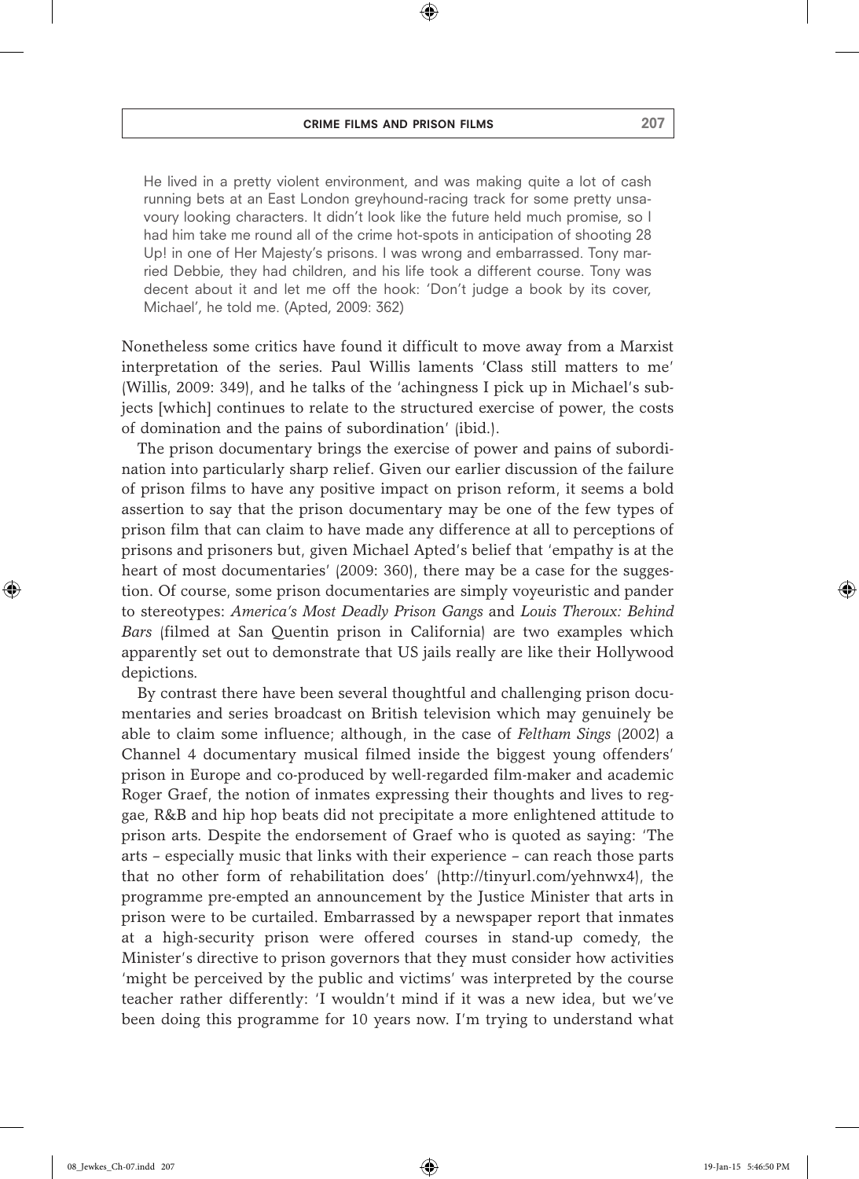> He lived in a pretty violent environment, and was making quite a lot of cash running bets at an East London greyhound-racing track for some pretty unsavoury looking characters. It didn't look like the future held much promise, so I had him take me round all of the crime hot-spots in anticipation of shooting 28 Up! in one of Her Majesty's prisons. I was wrong and embarrassed. Tony married Debbie, they had children, and his life took a different course. Tony was decent about it and let me off the hook: 'Don't judge a book by its cover, Michael', he told me. (Apted, 2009: 362)

Nonetheless some critics have found it difficult to move away from a Marxist interpretation of the series. Paul Willis laments 'Class still matters to me' (Willis, 2009: 349), and he talks of the 'achingness I pick up in Michael's subjects [which] continues to relate to the structured exercise of power, the costs of domination and the pains of subordination' (ibid.).

The prison documentary brings the exercise of power and pains of subordination into particularly sharp relief. Given our earlier discussion of the failure of prison films to have any positive impact on prison reform, it seems a bold assertion to say that the prison documentary may be one of the few types of prison film that can claim to have made any difference at all to perceptions of prisons and prisoners but, given Michael Apted's belief that 'empathy is at the heart of most documentaries' (2009: 360), there may be a case for the suggestion. Of course, some prison documentaries are simply voyeuristic and pander to stereotypes: *America's Most Deadly Prison Gangs* and *Louis Theroux: Behind Bars* (filmed at San Quentin prison in California) are two examples which apparently set out to demonstrate that US jails really are like their Hollywood depictions.

By contrast there have been several thoughtful and challenging prison documentaries and series broadcast on British television which may genuinely be able to claim some influence; although, in the case of *Feltham Sings* (2002) a Channel 4 documentary musical filmed inside the biggest young offenders' prison in Europe and co-produced by well-regarded film-maker and academic Roger Graef, the notion of inmates expressing their thoughts and lives to reggae, R&B and hip hop beats did not precipitate a more enlightened attitude to prison arts. Despite the endorsement of Graef who is quoted as saying: 'The arts – especially music that links with their experience – can reach those parts that no other form of rehabilitation does' (http://tinyurl.com/yehnwx4), the programme pre-empted an announcement by the Justice Minister that arts in prison were to be curtailed. Embarrassed by a newspaper report that inmates at a high-security prison were offered courses in stand-up comedy, the Minister's directive to prison governors that they must consider how activities 'might be perceived by the public and victims' was interpreted by the course teacher rather differently: 'I wouldn't mind if it was a new idea, but we've been doing this programme for 10 years now. I'm trying to understand what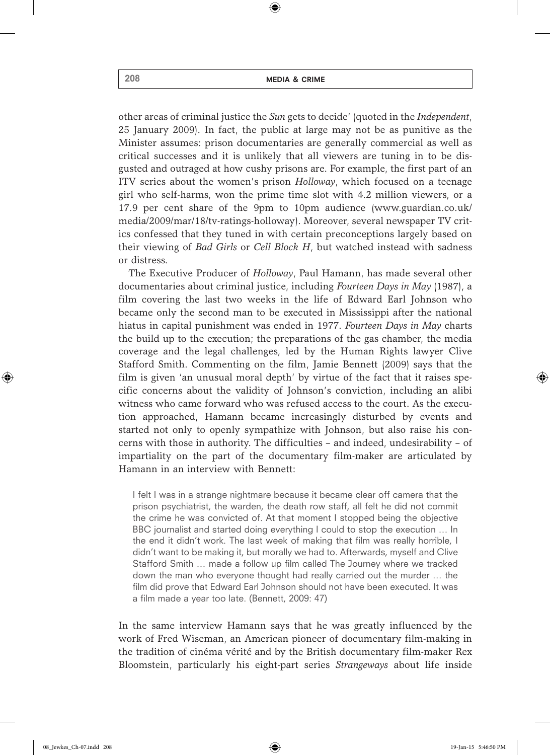other areas of criminal justice the *Sun* gets to decide' (quoted in the *Independent*, 25 January 2009). In fact, the public at large may not be as punitive as the Minister assumes: prison documentaries are generally commercial as well as critical successes and it is unlikely that all viewers are tuning in to be disgusted and outraged at how cushy prisons are. For example, the first part of an ITV series about the women's prison *Holloway*, which focused on a teenage girl who self-harms, won the prime time slot with 4.2 million viewers, or a 17.9 per cent share of the 9pm to 10pm audience (www.guardian.co.uk/media/2009/mar/18/tv-ratings-holloway). Moreover, several newspaper TV critics confessed that they tuned in with certain preconceptions largely based on their viewing of *Bad Girls* or *Cell Block H*, but watched instead with sadness or distress.

The Executive Producer of *Holloway*, Paul Hamann, has made several other documentaries about criminal justice, including *Fourteen Days in May* (1987), a film covering the last two weeks in the life of Edward Earl Johnson who became only the second man to be executed in Mississippi after the national hiatus in capital punishment was ended in 1977. *Fourteen Days in May* charts the build up to the execution; the preparations of the gas chamber, the media coverage and the legal challenges, led by the Human Rights lawyer Clive Stafford Smith. Commenting on the film, Jamie Bennett (2009) says that the film is given 'an unusual moral depth' by virtue of the fact that it raises specific concerns about the validity of Johnson's conviction, including an alibi witness who came forward who was refused access to the court. As the execution approached, Hamann became increasingly disturbed by events and started not only to openly sympathize with Johnson, but also raise his concerns with those in authority. The difficulties – and indeed, undesirability – of impartiality on the part of the documentary film-maker are articulated by Hamann in an interview with Bennett:

> I felt I was in a strange nightmare because it became clear off camera that the prison psychiatrist, the warden, the death row staff, all felt he did not commit the crime he was convicted of. At that moment I stopped being the objective BBC journalist and started doing everything I could to stop the execution … In the end it didn't work. The last week of making that film was really horrible, I didn't want to be making it, but morally we had to. Afterwards, myself and Clive Stafford Smith … made a follow up film called The Journey where we tracked down the man who everyone thought had really carried out the murder … the film did prove that Edward Earl Johnson should not have been executed. It was a film made a year too late. (Bennett, 2009: 47)

In the same interview Hamann says that he was greatly influenced by the work of Fred Wiseman, an American pioneer of documentary film-making in the tradition of cinéma vérité and by the British documentary film-maker Rex Bloomstein, particularly his eight-part series *Strangeways* about life inside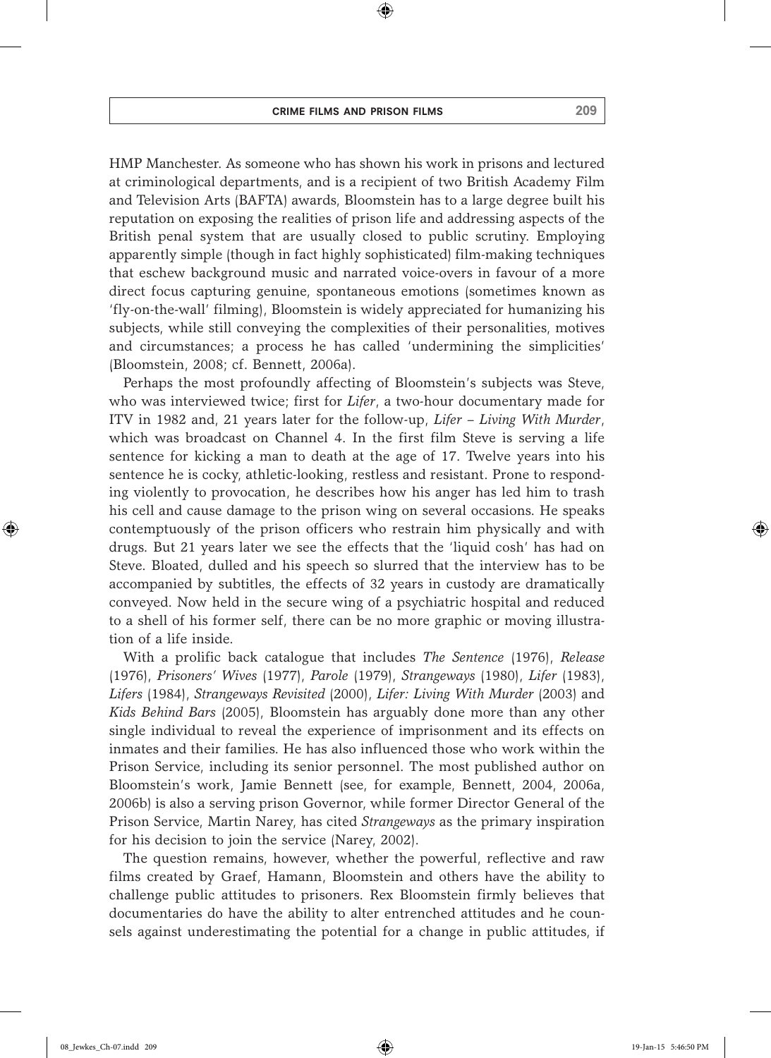HMP Manchester. As someone who has shown his work in prisons and lectured at criminological departments, and is a recipient of two British Academy Film and Television Arts (BAFTA) awards, Bloomstein has to a large degree built his reputation on exposing the realities of prison life and addressing aspects of the British penal system that are usually closed to public scrutiny. Employing apparently simple (though in fact highly sophisticated) film-making techniques that eschew background music and narrated voice-overs in favour of a more direct focus capturing genuine, spontaneous emotions (sometimes known as 'fly-on-the-wall' filming), Bloomstein is widely appreciated for humanizing his subjects, while still conveying the complexities of their personalities, motives and circumstances; a process he has called 'undermining the simplicities' (Bloomstein, 2008; cf. Bennett, 2006a).

Perhaps the most profoundly affecting of Bloomstein's subjects was Steve, who was interviewed twice; first for *Lifer*, a two-hour documentary made for ITV in 1982 and, 21 years later for the follow-up, *Lifer – Living With Murder*, which was broadcast on Channel 4. In the first film Steve is serving a life sentence for kicking a man to death at the age of 17. Twelve years into his sentence he is cocky, athletic-looking, restless and resistant. Prone to responding violently to provocation, he describes how his anger has led him to trash his cell and cause damage to the prison wing on several occasions. He speaks contemptuously of the prison officers who restrain him physically and with drugs. But 21 years later we see the effects that the 'liquid cosh' has had on Steve. Bloated, dulled and his speech so slurred that the interview has to be accompanied by subtitles, the effects of 32 years in custody are dramatically conveyed. Now held in the secure wing of a psychiatric hospital and reduced to a shell of his former self, there can be no more graphic or moving illustration of a life inside.

With a prolific back catalogue that includes *The Sentence* (1976), *Release* (1976), *Prisoners' Wives* (1977), *Parole* (1979), *Strangeways* (1980), *Lifer* (1983), *Lifers* (1984), *Strangeways Revisited* (2000), *Lifer: Living With Murder* (2003) and *Kids Behind Bars* (2005), Bloomstein has arguably done more than any other single individual to reveal the experience of imprisonment and its effects on inmates and their families. He has also influenced those who work within the Prison Service, including its senior personnel. The most published author on Bloomstein's work, Jamie Bennett (see, for example, Bennett, 2004, 2006a, 2006b) is also a serving prison Governor, while former Director General of the Prison Service, Martin Narey, has cited *Strangeways* as the primary inspiration for his decision to join the service (Narey, 2002).

The question remains, however, whether the powerful, reflective and raw films created by Graef, Hamann, Bloomstein and others have the ability to challenge public attitudes to prisoners. Rex Bloomstein firmly believes that documentaries do have the ability to alter entrenched attitudes and he counsels against underestimating the potential for a change in public attitudes, if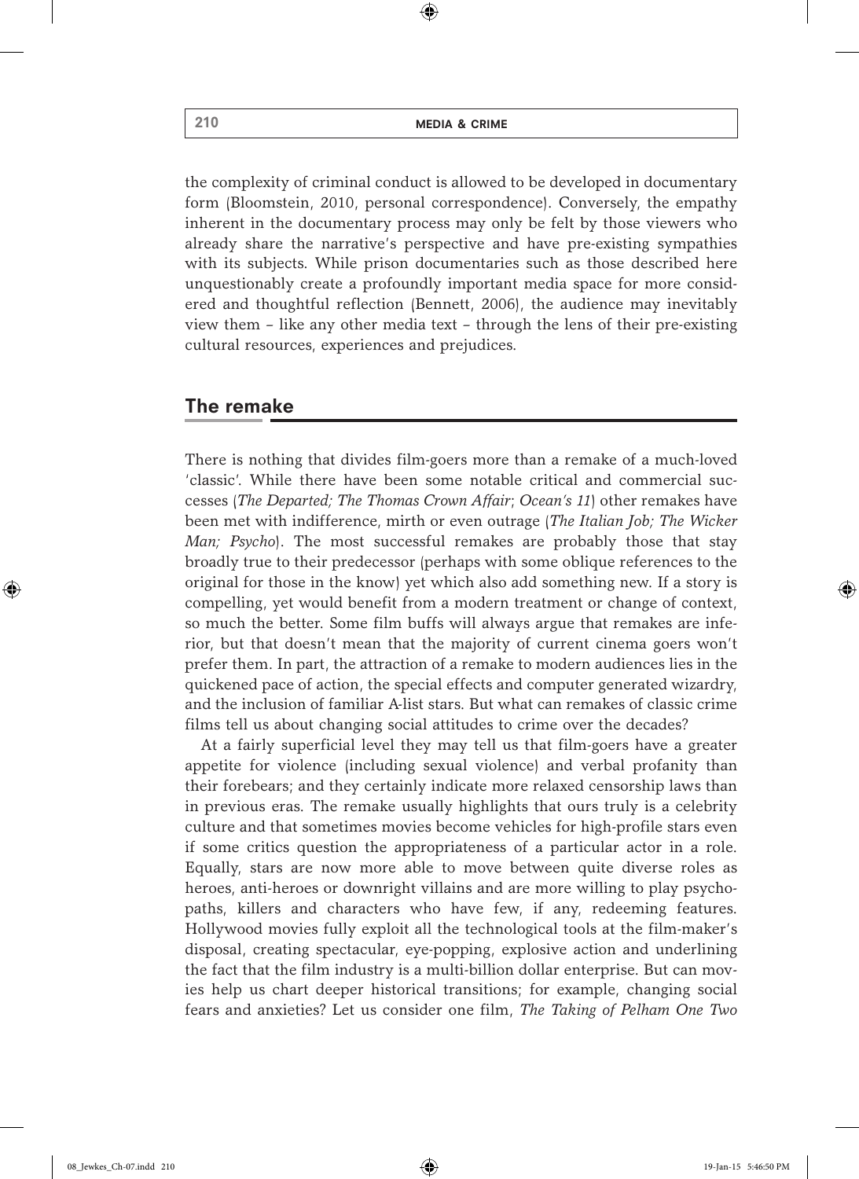the complexity of criminal conduct is allowed to be developed in documentary form (Bloomstein, 2010, personal correspondence). Conversely, the empathy inherent in the documentary process may only be felt by those viewers who already share the narrative's perspective and have pre-existing sympathies with its subjects. While prison documentaries such as those described here unquestionably create a profoundly important media space for more considered and thoughtful reflection (Bennett, 2006), the audience may inevitably view them – like any other media text – through the lens of their pre-existing cultural resources, experiences and prejudices.

## The remake

There is nothing that divides film-goers more than a remake of a much-loved 'classic'. While there have been some notable critical and commercial successes (*The Departed; The Thomas Crown Affair*; *Ocean's 11*) other remakes have been met with indifference, mirth or even outrage (*The Italian Job; The Wicker Man; Psycho*). The most successful remakes are probably those that stay broadly true to their predecessor (perhaps with some oblique references to the original for those in the know) yet which also add something new. If a story is compelling, yet would benefit from a modern treatment or change of context, so much the better. Some film buffs will always argue that remakes are inferior, but that doesn't mean that the majority of current cinema goers won't prefer them. In part, the attraction of a remake to modern audiences lies in the quickened pace of action, the special effects and computer generated wizardry, and the inclusion of familiar A-list stars. But what can remakes of classic crime films tell us about changing social attitudes to crime over the decades?

At a fairly superficial level they may tell us that film-goers have a greater appetite for violence (including sexual violence) and verbal profanity than their forebears; and they certainly indicate more relaxed censorship laws than in previous eras. The remake usually highlights that ours truly is a celebrity culture and that sometimes movies become vehicles for high-profile stars even if some critics question the appropriateness of a particular actor in a role. Equally, stars are now more able to move between quite diverse roles as heroes, anti-heroes or downright villains and are more willing to play psychopaths, killers and characters who have few, if any, redeeming features. Hollywood movies fully exploit all the technological tools at the film-maker's disposal, creating spectacular, eye-popping, explosive action and underlining the fact that the film industry is a multi-billion dollar enterprise. But can movies help us chart deeper historical transitions; for example, changing social fears and anxieties? Let us consider one film, *The Taking of Pelham One Two*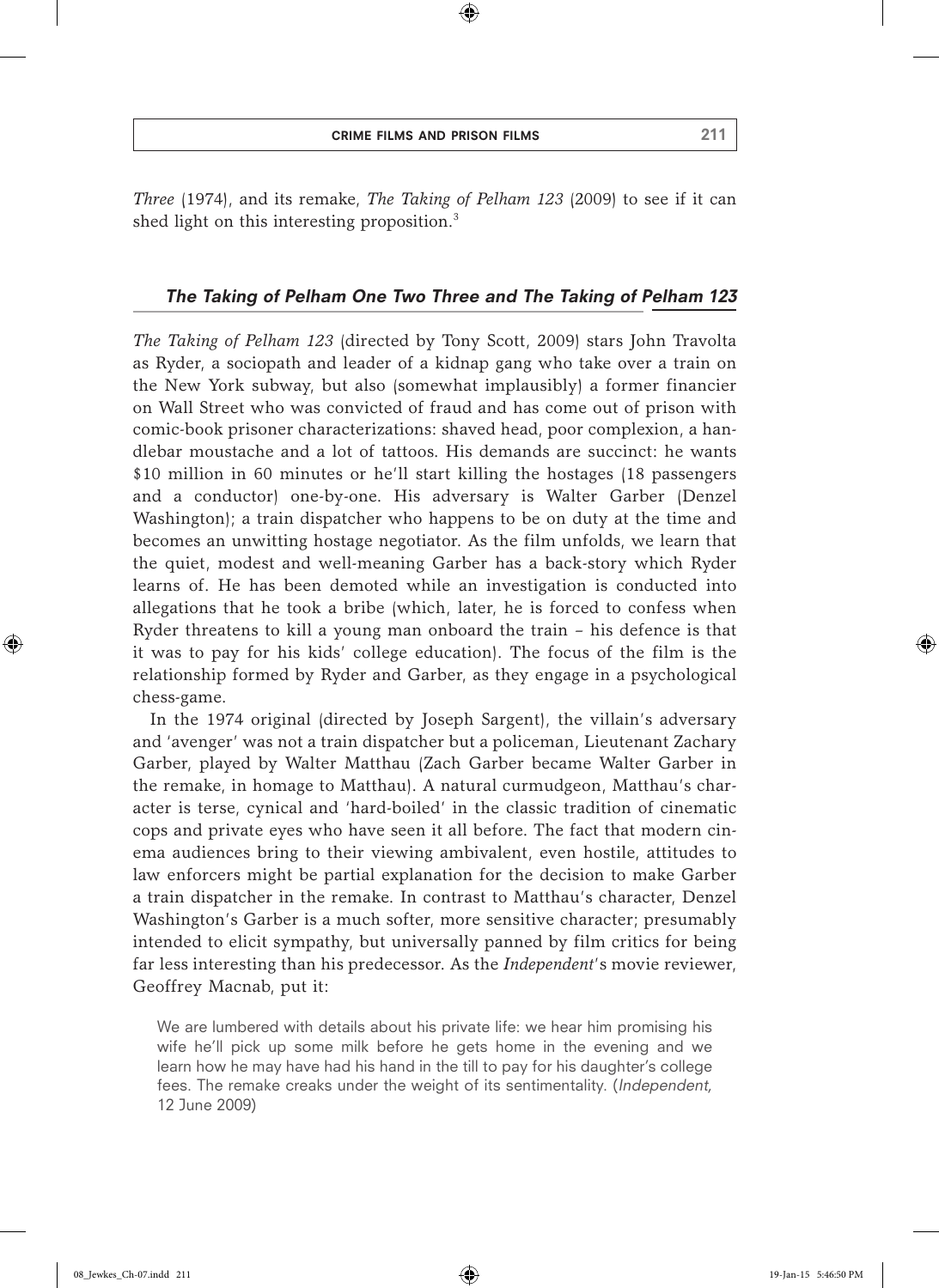*Three* (1974), and its remake, *The Taking of Pelham 123* (2009) to see if it can shed light on this interesting proposition.[3]

### *The Taking of Pelham One Two Three and The Taking of Pelham 123*

*The Taking of Pelham 123* (directed by Tony Scott, 2009) stars John Travolta as Ryder, a sociopath and leader of a kidnap gang who take over a train on the New York subway, but also (somewhat implausibly) a former financier on Wall Street who was convicted of fraud and has come out of prison with comic-book prisoner characterizations: shaved head, poor complexion, a handlebar moustache and a lot of tattoos. His demands are succinct: he wants \$10 million in 60 minutes or he'll start killing the hostages (18 passengers and a conductor) one-by-one. His adversary is Walter Garber (Denzel Washington); a train dispatcher who happens to be on duty at the time and becomes an unwitting hostage negotiator. As the film unfolds, we learn that the quiet, modest and well-meaning Garber has a back-story which Ryder learns of. He has been demoted while an investigation is conducted into allegations that he took a bribe (which, later, he is forced to confess when Ryder threatens to kill a young man onboard the train – his defence is that it was to pay for his kids' college education). The focus of the film is the relationship formed by Ryder and Garber, as they engage in a psychological chess-game.

In the 1974 original (directed by Joseph Sargent), the villain's adversary and 'avenger' was not a train dispatcher but a policeman, Lieutenant Zachary Garber, played by Walter Matthau (Zach Garber became Walter Garber in the remake, in homage to Matthau). A natural curmudgeon, Matthau's character is terse, cynical and 'hard-boiled' in the classic tradition of cinematic cops and private eyes who have seen it all before. The fact that modern cinema audiences bring to their viewing ambivalent, even hostile, attitudes to law enforcers might be partial explanation for the decision to make Garber a train dispatcher in the remake. In contrast to Matthau's character, Denzel Washington's Garber is a much softer, more sensitive character; presumably intended to elicit sympathy, but universally panned by film critics for being far less interesting than his predecessor. As the *Independent*'s movie reviewer, Geoffrey Macnab, put it:

> We are lumbered with details about his private life: we hear him promising his wife he'll pick up some milk before he gets home in the evening and we learn how he may have had his hand in the till to pay for his daughter's college fees. The remake creaks under the weight of its sentimentality. (*Independent,* 12 June 2009)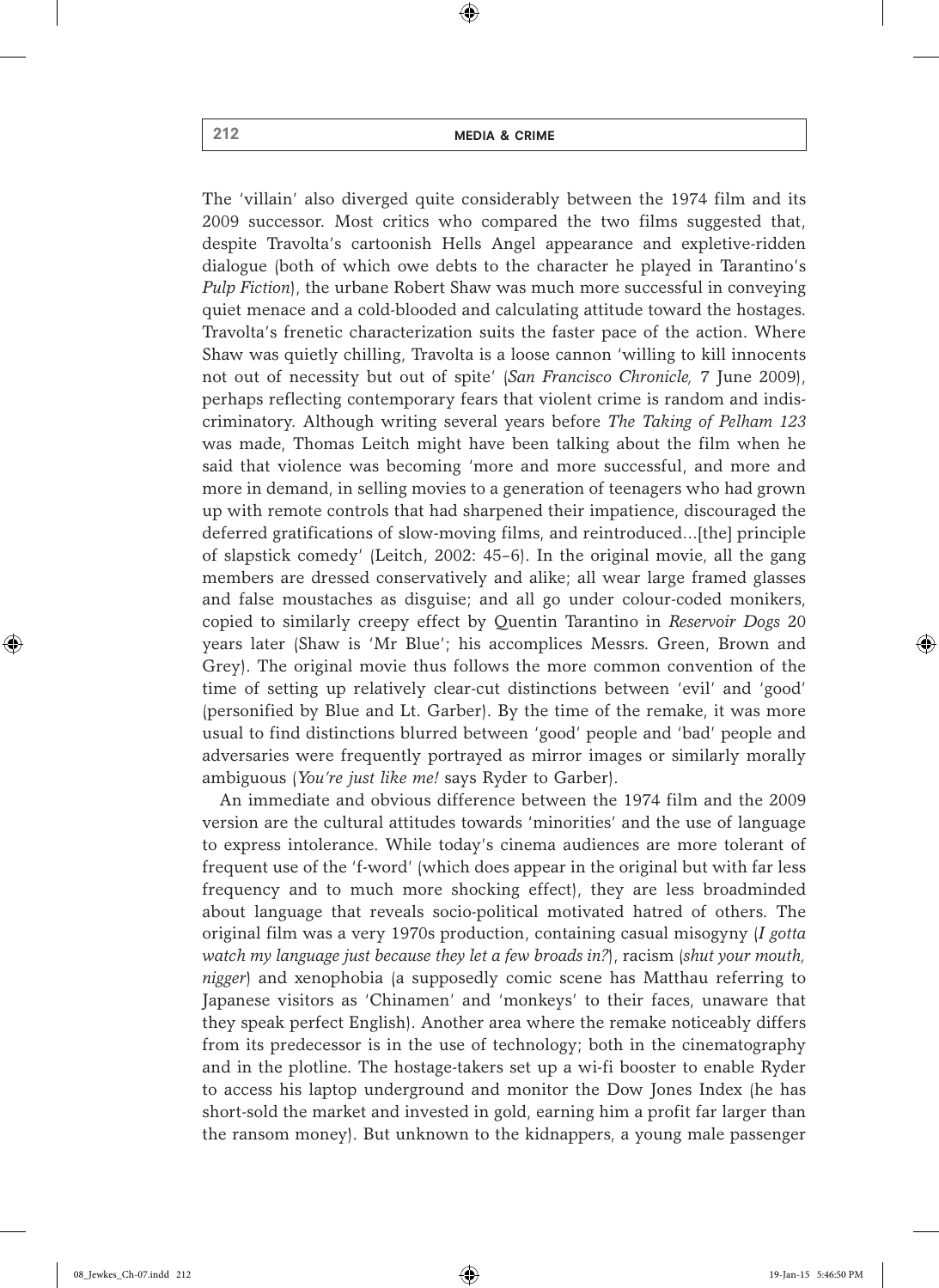The 'villain' also diverged quite considerably between the 1974 film and its 2009 successor. Most critics who compared the two films suggested that, despite Travolta's cartoonish Hells Angel appearance and expletive-ridden dialogue (both of which owe debts to the character he played in Tarantino's *Pulp Fiction*), the urbane Robert Shaw was much more successful in conveying quiet menace and a cold-blooded and calculating attitude toward the hostages. Travolta's frenetic characterization suits the faster pace of the action. Where Shaw was quietly chilling, Travolta is a loose cannon 'willing to kill innocents not out of necessity but out of spite' (*San Francisco Chronicle,* 7 June 2009), perhaps reflecting contemporary fears that violent crime is random and indiscriminatory. Although writing several years before *The Taking of Pelham 123* was made, Thomas Leitch might have been talking about the film when he said that violence was becoming 'more and more successful, and more and more in demand, in selling movies to a generation of teenagers who had grown up with remote controls that had sharpened their impatience, discouraged the deferred gratifications of slow-moving films, and reintroduced…[the] principle of slapstick comedy' (Leitch, 2002: 45–6). In the original movie, all the gang members are dressed conservatively and alike; all wear large framed glasses and false moustaches as disguise; and all go under colour-coded monikers, copied to similarly creepy effect by Quentin Tarantino in *Reservoir Dogs* 20 years later (Shaw is 'Mr Blue'; his accomplices Messrs. Green, Brown and Grey). The original movie thus follows the more common convention of the time of setting up relatively clear-cut distinctions between 'evil' and 'good' (personified by Blue and Lt. Garber). By the time of the remake, it was more usual to find distinctions blurred between 'good' people and 'bad' people and adversaries were frequently portrayed as mirror images or similarly morally ambiguous (*You're just like me!* says Ryder to Garber).

An immediate and obvious difference between the 1974 film and the 2009 version are the cultural attitudes towards 'minorities' and the use of language to express intolerance. While today's cinema audiences are more tolerant of frequent use of the 'f-word' (which does appear in the original but with far less frequency and to much more shocking effect), they are less broadminded about language that reveals socio-political motivated hatred of others. The original film was a very 1970s production, containing casual misogyny (*I gotta watch my language just because they let a few broads in?*), racism (*shut your mouth, nigger*) and xenophobia (a supposedly comic scene has Matthau referring to Japanese visitors as 'Chinamen' and 'monkeys' to their faces, unaware that they speak perfect English). Another area where the remake noticeably differs from its predecessor is in the use of technology; both in the cinematography and in the plotline. The hostage-takers set up a wi-fi booster to enable Ryder to access his laptop underground and monitor the Dow Jones Index (he has short-sold the market and invested in gold, earning him a profit far larger than the ransom money). But unknown to the kidnappers, a young male passenger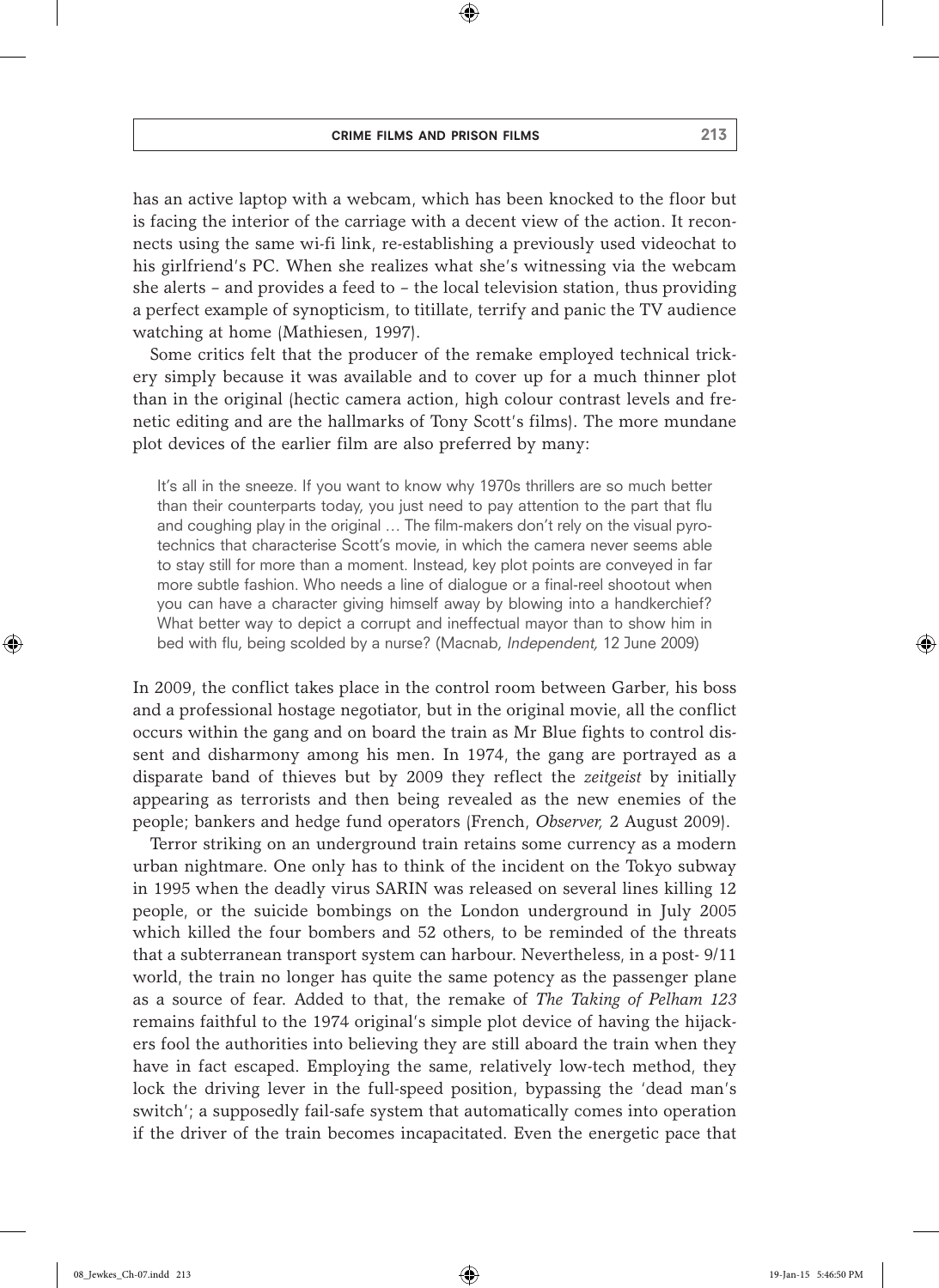has an active laptop with a webcam, which has been knocked to the floor but is facing the interior of the carriage with a decent view of the action. It reconnects using the same wi-fi link, re-establishing a previously used videochat to his girlfriend's PC. When she realizes what she's witnessing via the webcam she alerts – and provides a feed to – the local television station, thus providing a perfect example of synopticism, to titillate, terrify and panic the TV audience watching at home (Mathiesen, 1997).

Some critics felt that the producer of the remake employed technical trickery simply because it was available and to cover up for a much thinner plot than in the original (hectic camera action, high colour contrast levels and frenetic editing and are the hallmarks of Tony Scott's films). The more mundane plot devices of the earlier film are also preferred by many:

> It's all in the sneeze. If you want to know why 1970s thrillers are so much better than their counterparts today, you just need to pay attention to the part that flu and coughing play in the original … The film-makers don't rely on the visual pyrotechnics that characterise Scott's movie, in which the camera never seems able to stay still for more than a moment. Instead, key plot points are conveyed in far more subtle fashion. Who needs a line of dialogue or a final-reel shootout when you can have a character giving himself away by blowing into a handkerchief? What better way to depict a corrupt and ineffectual mayor than to show him in bed with flu, being scolded by a nurse? (Macnab, *Independent,* 12 June 2009)

In 2009, the conflict takes place in the control room between Garber, his boss and a professional hostage negotiator, but in the original movie, all the conflict occurs within the gang and on board the train as Mr Blue fights to control dissent and disharmony among his men. In 1974, the gang are portrayed as a disparate band of thieves but by 2009 they reflect the *zeitgeist* by initially appearing as terrorists and then being revealed as the new enemies of the people; bankers and hedge fund operators (French, *Observer,* 2 August 2009).

Terror striking on an underground train retains some currency as a modern urban nightmare. One only has to think of the incident on the Tokyo subway in 1995 when the deadly virus SARIN was released on several lines killing 12 people, or the suicide bombings on the London underground in July 2005 which killed the four bombers and 52 others, to be reminded of the threats that a subterranean transport system can harbour. Nevertheless, in a post- 9/11 world, the train no longer has quite the same potency as the passenger plane as a source of fear. Added to that, the remake of *The Taking of Pelham 123* remains faithful to the 1974 original's simple plot device of having the hijackers fool the authorities into believing they are still aboard the train when they have in fact escaped. Employing the same, relatively low-tech method, they lock the driving lever in the full-speed position, bypassing the 'dead man's switch'; a supposedly fail-safe system that automatically comes into operation if the driver of the train becomes incapacitated. Even the energetic pace that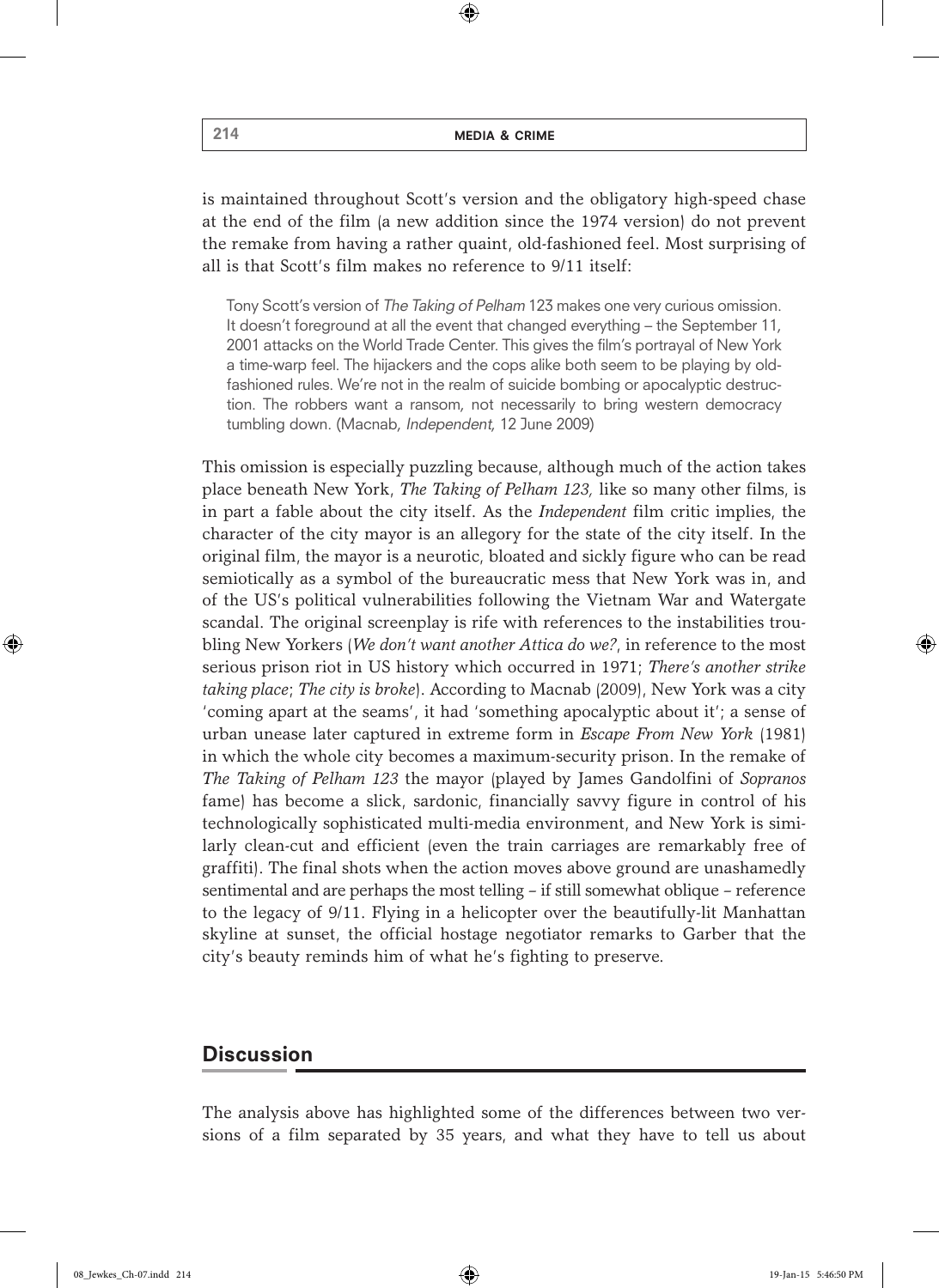is maintained throughout Scott's version and the obligatory high-speed chase at the end of the film (a new addition since the 1974 version) do not prevent the remake from having a rather quaint, old-fashioned feel. Most surprising of all is that Scott's film makes no reference to 9/11 itself:

> Tony Scott's version of *The Taking of Pelham* 123 makes one very curious omission. It doesn't foreground at all the event that changed everything – the September 11, 2001 attacks on the World Trade Center. This gives the film's portrayal of New York a time-warp feel. The hijackers and the cops alike both seem to be playing by old-fashioned rules. We're not in the realm of suicide bombing or apocalyptic destruction. The robbers want a ransom, not necessarily to bring western democracy tumbling down. (Macnab, *Independent*, 12 June 2009)

This omission is especially puzzling because, although much of the action takes place beneath New York, *The Taking of Pelham 123,* like so many other films, is in part a fable about the city itself. As the *Independent* film critic implies, the character of the city mayor is an allegory for the state of the city itself. In the original film, the mayor is a neurotic, bloated and sickly figure who can be read semiotically as a symbol of the bureaucratic mess that New York was in, and of the US's political vulnerabilities following the Vietnam War and Watergate scandal. The original screenplay is rife with references to the instabilities troubling New Yorkers (*We don't want another Attica do we?*, in reference to the most serious prison riot in US history which occurred in 1971; *There's another strike taking place*; *The city is broke*). According to Macnab (2009), New York was a city 'coming apart at the seams', it had 'something apocalyptic about it'; a sense of urban unease later captured in extreme form in *Escape From New York* (1981) in which the whole city becomes a maximum-security prison. In the remake of *The Taking of Pelham 123* the mayor (played by James Gandolfini of *Sopranos* fame) has become a slick, sardonic, financially savvy figure in control of his technologically sophisticated multi-media environment, and New York is similarly clean-cut and efficient (even the train carriages are remarkably free of graffiti). The final shots when the action moves above ground are unashamedly sentimental and are perhaps the most telling – if still somewhat oblique – reference to the legacy of 9/11. Flying in a helicopter over the beautifully-lit Manhattan skyline at sunset, the official hostage negotiator remarks to Garber that the city's beauty reminds him of what he's fighting to preserve.

## Discussion

The analysis above has highlighted some of the differences between two versions of a film separated by 35 years, and what they have to tell us about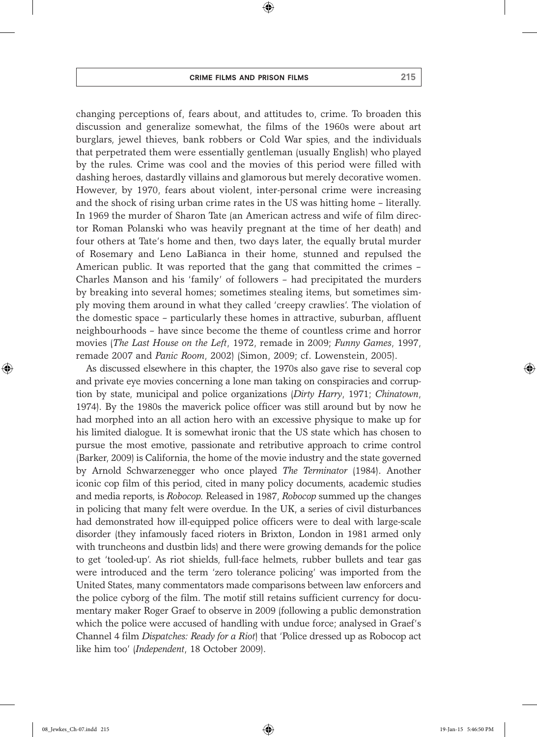changing perceptions of, fears about, and attitudes to, crime. To broaden this discussion and generalize somewhat, the films of the 1960s were about art burglars, jewel thieves, bank robbers or Cold War spies, and the individuals that perpetrated them were essentially gentleman (usually English) who played by the rules. Crime was cool and the movies of this period were filled with dashing heroes, dastardly villains and glamorous but merely decorative women. However, by 1970, fears about violent, inter-personal crime were increasing and the shock of rising urban crime rates in the US was hitting home – literally. In 1969 the murder of Sharon Tate (an American actress and wife of film director Roman Polanski who was heavily pregnant at the time of her death) and four others at Tate's home and then, two days later, the equally brutal murder of Rosemary and Leno LaBianca in their home, stunned and repulsed the American public. It was reported that the gang that committed the crimes – Charles Manson and his 'family' of followers – had precipitated the murders by breaking into several homes; sometimes stealing items, but sometimes simply moving them around in what they called 'creepy crawlies'. The violation of the domestic space – particularly these homes in attractive, suburban, affluent neighbourhoods – have since become the theme of countless crime and horror movies (*The Last House on the Left*, 1972, remade in 2009; *Funny Games*, 1997, remade 2007 and *Panic Room*, 2002) (Simon, 2009; cf. Lowenstein, 2005).

As discussed elsewhere in this chapter, the 1970s also gave rise to several cop and private eye movies concerning a lone man taking on conspiracies and corruption by state, municipal and police organizations (*Dirty Harry*, 1971; *Chinatown*, 1974). By the 1980s the maverick police officer was still around but by now he had morphed into an all action hero with an excessive physique to make up for his limited dialogue. It is somewhat ironic that the US state which has chosen to pursue the most emotive, passionate and retributive approach to crime control (Barker, 2009) is California, the home of the movie industry and the state governed by Arnold Schwarzenegger who once played *The Terminator* (1984). Another iconic cop film of this period, cited in many policy documents, academic studies and media reports, is *Robocop.* Released in 1987, *Robocop* summed up the changes in policing that many felt were overdue. In the UK, a series of civil disturbances had demonstrated how ill-equipped police officers were to deal with large-scale disorder (they infamously faced rioters in Brixton, London in 1981 armed only with truncheons and dustbin lids) and there were growing demands for the police to get 'tooled-up'. As riot shields, full-face helmets, rubber bullets and tear gas were introduced and the term 'zero tolerance policing' was imported from the United States, many commentators made comparisons between law enforcers and the police cyborg of the film. The motif still retains sufficient currency for documentary maker Roger Graef to observe in 2009 (following a public demonstration which the police were accused of handling with undue force; analysed in Graef's Channel 4 film *Dispatches: Ready for a Riot*) that 'Police dressed up as Robocop act like him too' (*Independent*, 18 October 2009).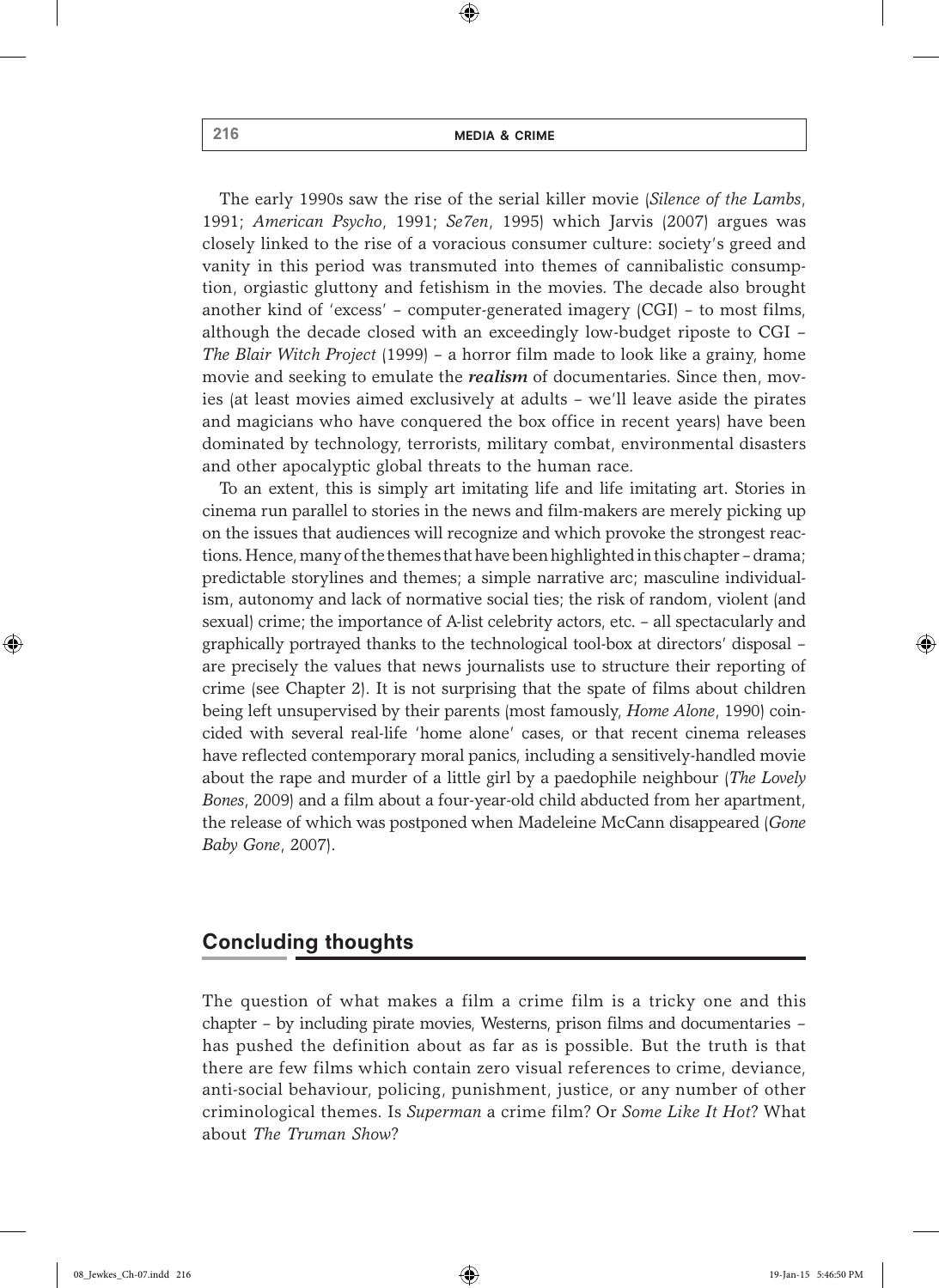The early 1990s saw the rise of the serial killer movie (*Silence of the Lambs*, 1991; *American Psycho*, 1991; *Se7en*, 1995) which Jarvis (2007) argues was closely linked to the rise of a voracious consumer culture: society's greed and vanity in this period was transmuted into themes of cannibalistic consumption, orgiastic gluttony and fetishism in the movies. The decade also brought another kind of 'excess' – computer-generated imagery (CGI) – to most films, although the decade closed with an exceedingly low-budget riposte to CGI – *The Blair Witch Project* (1999) – a horror film made to look like a grainy, home movie and seeking to emulate the ***realism*** of documentaries. Since then, movies (at least movies aimed exclusively at adults – we'll leave aside the pirates and magicians who have conquered the box office in recent years) have been dominated by technology, terrorists, military combat, environmental disasters and other apocalyptic global threats to the human race.

To an extent, this is simply art imitating life and life imitating art. Stories in cinema run parallel to stories in the news and film-makers are merely picking up on the issues that audiences will recognize and which provoke the strongest reactions. Hence, many of the themes that have been highlighted in this chapter – drama; predictable storylines and themes; a simple narrative arc; masculine individualism, autonomy and lack of normative social ties; the risk of random, violent (and sexual) crime; the importance of A-list celebrity actors, etc. – all spectacularly and graphically portrayed thanks to the technological tool-box at directors' disposal – are precisely the values that news journalists use to structure their reporting of crime (see Chapter 2). It is not surprising that the spate of films about children being left unsupervised by their parents (most famously, *Home Alone*, 1990) coincided with several real-life 'home alone' cases, or that recent cinema releases have reflected contemporary moral panics, including a sensitively-handled movie about the rape and murder of a little girl by a paedophile neighbour (*The Lovely Bones*, 2009) and a film about a four-year-old child abducted from her apartment, the release of which was postponed when Madeleine McCann disappeared (*Gone Baby Gone*, 2007).

## Concluding thoughts

The question of what makes a film a crime film is a tricky one and this chapter – by including pirate movies, Westerns, prison films and documentaries – has pushed the definition about as far as is possible. But the truth is that there are few films which contain zero visual references to crime, deviance, anti-social behaviour, policing, punishment, justice, or any number of other criminological themes. Is *Superman* a crime film? Or *Some Like It Hot*? What about *The Truman Show*?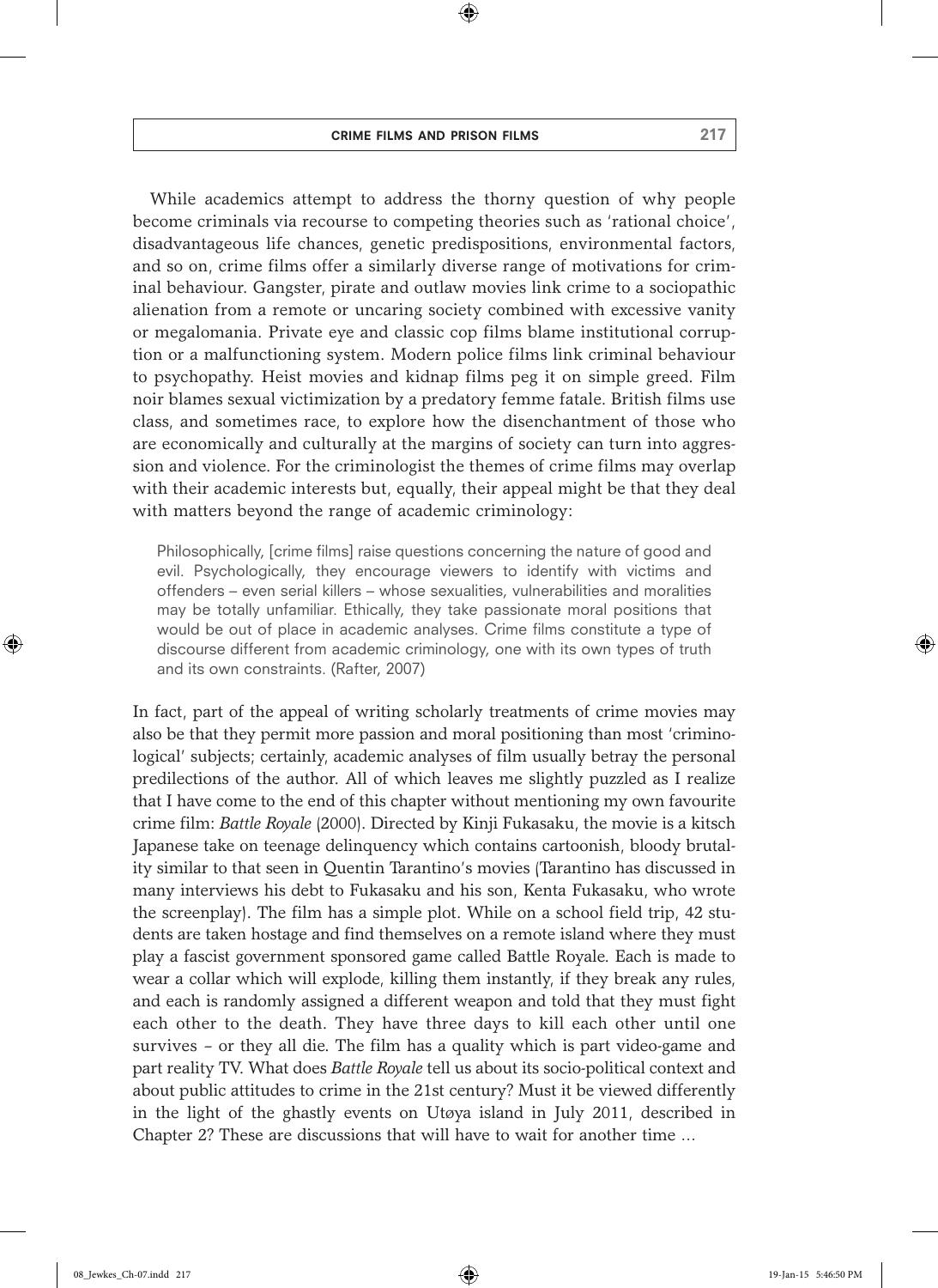While academics attempt to address the thorny question of why people become criminals via recourse to competing theories such as 'rational choice', disadvantageous life chances, genetic predispositions, environmental factors, and so on, crime films offer a similarly diverse range of motivations for criminal behaviour. Gangster, pirate and outlaw movies link crime to a sociopathic alienation from a remote or uncaring society combined with excessive vanity or megalomania. Private eye and classic cop films blame institutional corruption or a malfunctioning system. Modern police films link criminal behaviour to psychopathy. Heist movies and kidnap films peg it on simple greed. Film noir blames sexual victimization by a predatory femme fatale. British films use class, and sometimes race, to explore how the disenchantment of those who are economically and culturally at the margins of society can turn into aggression and violence. For the criminologist the themes of crime films may overlap with their academic interests but, equally, their appeal might be that they deal with matters beyond the range of academic criminology:

> Philosophically, [crime films] raise questions concerning the nature of good and evil. Psychologically, they encourage viewers to identify with victims and offenders – even serial killers – whose sexualities, vulnerabilities and moralities may be totally unfamiliar. Ethically, they take passionate moral positions that would be out of place in academic analyses. Crime films constitute a type of discourse different from academic criminology, one with its own types of truth and its own constraints. (Rafter, 2007)

In fact, part of the appeal of writing scholarly treatments of crime movies may also be that they permit more passion and moral positioning than most 'criminological' subjects; certainly, academic analyses of film usually betray the personal predilections of the author. All of which leaves me slightly puzzled as I realize that I have come to the end of this chapter without mentioning my own favourite crime film: *Battle Royale* (2000). Directed by Kinji Fukasaku, the movie is a kitsch Japanese take on teenage delinquency which contains cartoonish, bloody brutality similar to that seen in Quentin Tarantino's movies (Tarantino has discussed in many interviews his debt to Fukasaku and his son, Kenta Fukasaku, who wrote the screenplay). The film has a simple plot. While on a school field trip, 42 students are taken hostage and find themselves on a remote island where they must play a fascist government sponsored game called Battle Royale. Each is made to wear a collar which will explode, killing them instantly, if they break any rules, and each is randomly assigned a different weapon and told that they must fight each other to the death. They have three days to kill each other until one survives – or they all die. The film has a quality which is part video-game and part reality TV. What does *Battle Royale* tell us about its socio-political context and about public attitudes to crime in the 21st century? Must it be viewed differently in the light of the ghastly events on Utøya island in July 2011, described in Chapter 2? These are discussions that will have to wait for another time ...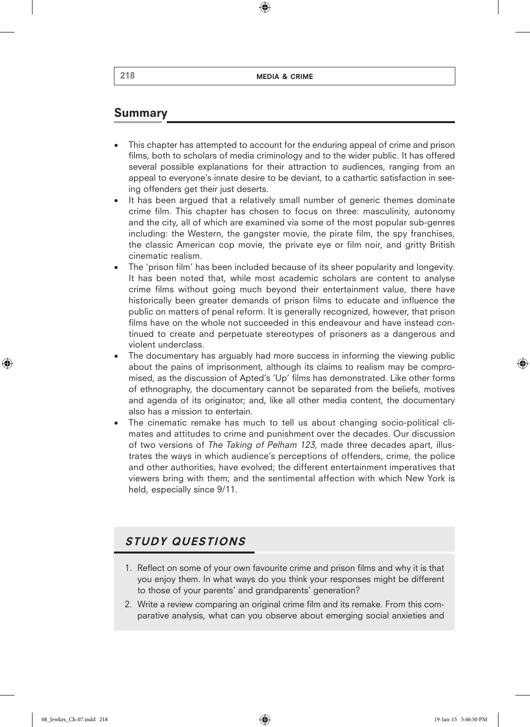## Summary

- This chapter has attempted to account for the enduring appeal of crime and prison films, both to scholars of media criminology and to the wider public. It has offered several possible explanations for their attraction to audiences, ranging from an appeal to everyone's innate desire to be deviant, to a cathartic satisfaction in seeing offenders get their just deserts.
- It has been argued that a relatively small number of generic themes dominate crime film. This chapter has chosen to focus on three: masculinity, autonomy and the city, all of which are examined via some of the most popular sub-genres including: the Western, the gangster movie, the pirate film, the spy franchises, the classic American cop movie, the private eye or film noir, and gritty British cinematic realism.
- The 'prison film' has been included because of its sheer popularity and longevity. It has been noted that, while most academic scholars are content to analyse crime films without going much beyond their entertainment value, there have historically been greater demands of prison films to educate and influence the public on matters of penal reform. It is generally recognized, however, that prison films have on the whole not succeeded in this endeavour and have instead continued to create and perpetuate stereotypes of prisoners as a dangerous and violent underclass.
- The documentary has arguably had more success in informing the viewing public about the pains of imprisonment, although its claims to realism may be compromised, as the discussion of Apted's 'Up' films has demonstrated. Like other forms of ethnography, the documentary cannot be separated from the beliefs, motives and agenda of its originator; and, like all other media content, the documentary also has a mission to entertain.
- The cinematic remake has much to tell us about changing socio-political climates and attitudes to crime and punishment over the decades. Our discussion of two versions of *The Taking of Pelham 123*, made three decades apart, illustrates the ways in which audience's perceptions of offenders, crime, the police and other authorities, have evolved; the different entertainment imperatives that viewers bring with them; and the sentimental affection with which New York is held, especially since 9/11.

## *STUDY QUESTIONS*

1. Reflect on some of your own favourite crime and prison films and why it is that you enjoy them. In what ways do you think your responses might be different to those of your parents' and grandparents' generation?
2. Write a review comparing an original crime film and its remake. From this comparative analysis, what can you observe about emerging social anxieties and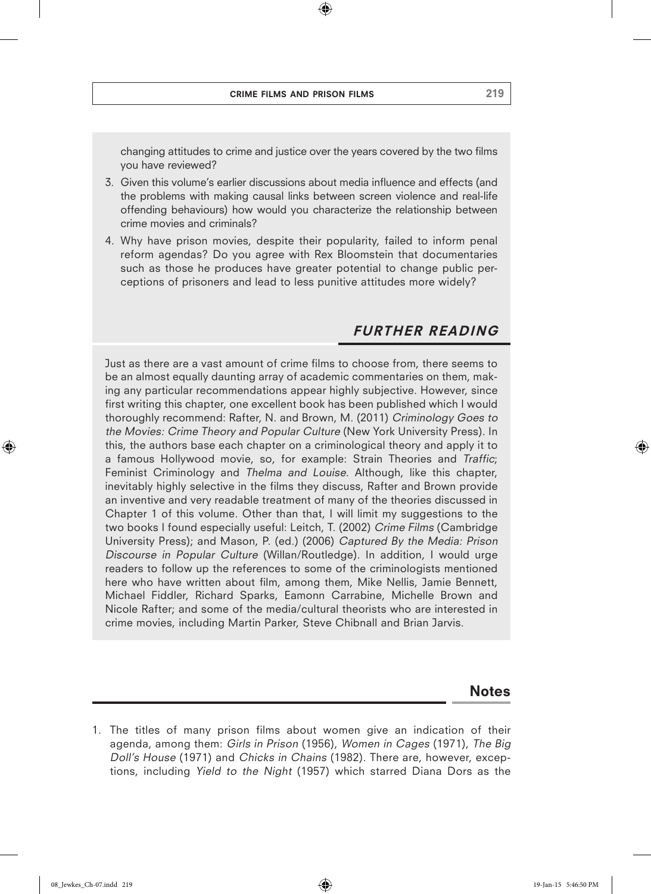changing attitudes to crime and justice over the years covered by the two films you have reviewed?

3. Given this volume's earlier discussions about media influence and effects (and the problems with making causal links between screen violence and real-life offending behaviours) how would you characterize the relationship between crime movies and criminals?
4. Why have prison movies, despite their popularity, failed to inform penal reform agendas? Do you agree with Rex Bloomstein that documentaries such as those he produces have greater potential to change public perceptions of prisoners and lead to less punitive attitudes more widely?

## FURTHER READING

Just as there are a vast amount of crime films to choose from, there seems to be an almost equally daunting array of academic commentaries on them, making any particular recommendations appear highly subjective. However, since first writing this chapter, one excellent book has been published which I would thoroughly recommend: Rafter, N. and Brown, M. (2011) *Criminology Goes to the Movies: Crime Theory and Popular Culture* (New York University Press). In this, the authors base each chapter on a criminological theory and apply it to a famous Hollywood movie, so, for example: Strain Theories and *Traffic*; Feminist Criminology and *Thelma and Louise*. Although, like this chapter, inevitably highly selective in the films they discuss, Rafter and Brown provide an inventive and very readable treatment of many of the theories discussed in Chapter 1 of this volume. Other than that, I will limit my suggestions to the two books I found especially useful: Leitch, T. (2002) *Crime Films* (Cambridge University Press); and Mason, P. (ed.) (2006) *Captured By the Media: Prison Discourse in Popular Culture* (Willan/Routledge). In addition, I would urge readers to follow up the references to some of the criminologists mentioned here who have written about film, among them, Mike Nellis, Jamie Bennett, Michael Fiddler, Richard Sparks, Eamonn Carrabine, Michelle Brown and Nicole Rafter; and some of the media/cultural theorists who are interested in crime movies, including Martin Parker, Steve Chibnall and Brian Jarvis.

## Notes

1. The titles of many prison films about women give an indication of their agenda, among them: *Girls in Prison* (1956), *Women in Cages* (1971), *The Big Doll's House* (1971) and *Chicks in Chains* (1982). There are, however, exceptions, including *Yield to the Night* (1957) which starred Diana Dors as the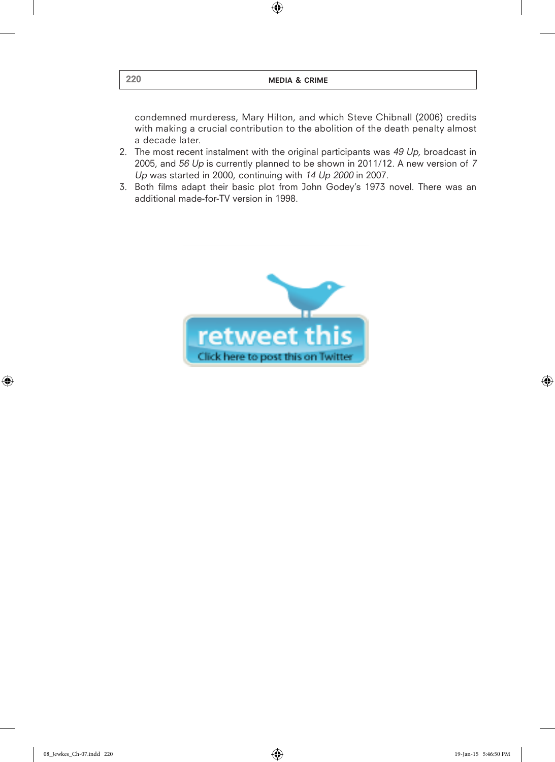condemned murderess, Mary Hilton, and which Steve Chibnall (2006) credits with making a crucial contribution to the abolition of the death penalty almost a decade later.

2. The most recent instalment with the original participants was *49 Up*, broadcast in 2005, and *56 Up* is currently planned to be shown in 2011/12. A new version of *7 Up* was started in 2000, continuing with *14 Up 2000* in 2007.
3. Both films adapt their basic plot from John Godey's 1973 novel. There was an additional made-for-TV version in 1998.

retweet this

Click here to post this on Twitter